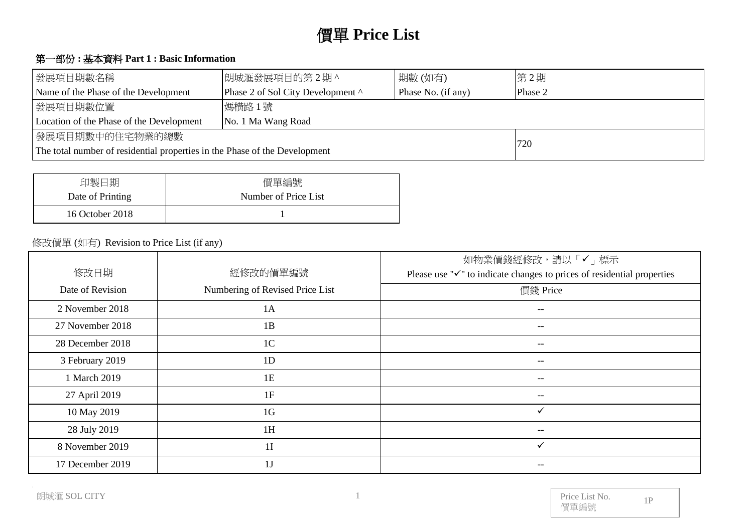# 價單 Price List

## 第一部份 : 基本資料 Part 1 : Basic Information

| 發展項目期數名稱<br>Name of the Phase of the Development | 朗城滙發展項目的第 2 期 ^<br>Phase 2 of Sol City Development ^ | 期數 (如有)<br>Phase No. (if any) | 第 2 期<br>Phase 2 |
|---|---|---|---|
| 發展項目期數位置<br>Location of the Phase of the Development | 媽橫路 1 號<br>No. 1 Ma Wang Road | | |
| 發展項目期數中的住宅物業的總數<br>The total number of residential properties in the Phase of the Development | | | 720 |

| 印製日期<br>Date of Printing | 價單編號<br>Number of Price List |
|---|---|
| 16 October 2018 | 1 |

修改價單 (如有) Revision to Price List (if any)

| 修改日期<br>Date of Revision | 經修改的價單編號<br>Numbering of Revised Price List | 如物業價錢經修改，請以「✓」標示<br>Please use "✓" to indicate changes to prices of residential properties<br>價錢 Price |
|---|---|---|
| 2 November 2018 | 1A | -- |
| 27 November 2018 | 1B | -- |
| 28 December 2018 | 1C | -- |
| 3 February 2019 | 1D | -- |
| 1 March 2019 | 1E | -- |
| 27 April 2019 | 1F | -- |
| 10 May 2019 | 1G | ✓ |
| 28 July 2019 | 1H | -- |
| 8 November 2019 | 1I | ✓ |
| 17 December 2019 | 1J | -- |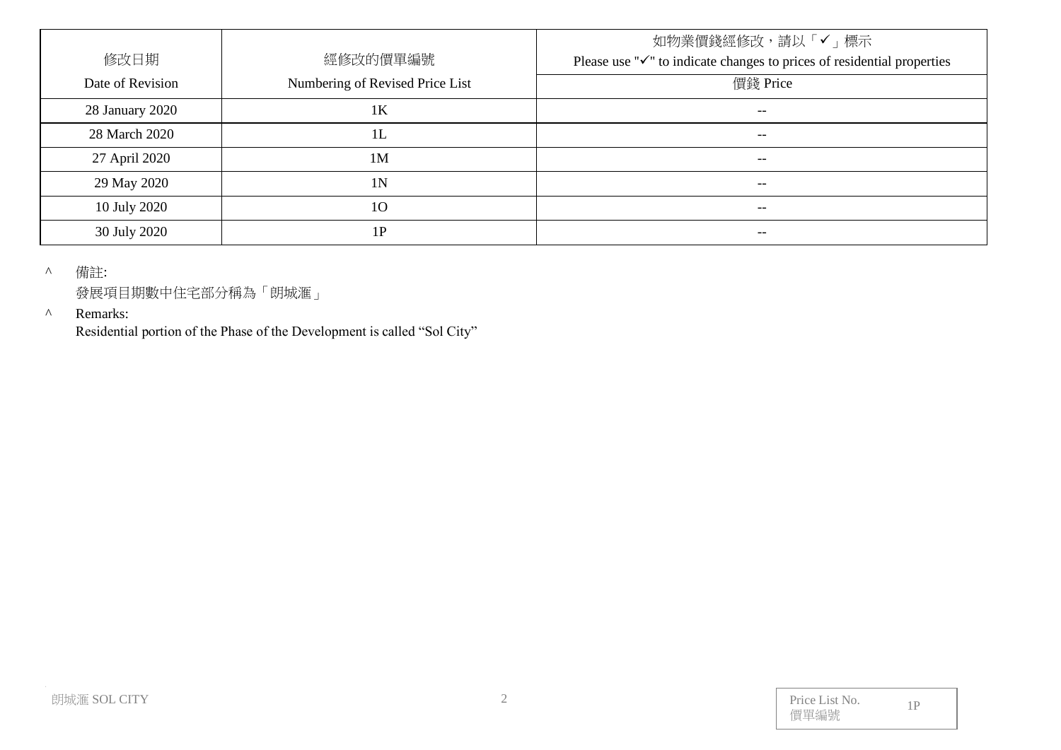| 修改日期<br>Date of Revision | 經修改的價單編號<br>Numbering of Revised Price List | 如物業價錢經修改，請以「✓」標示<br>Please use "✓" to indicate changes to prices of residential properties |
| --- | --- | --- |
| | | 價錢 Price |
| 28 January 2020 | 1K | -- |
| 28 March 2020 | 1L | -- |
| 27 April 2020 | 1M | -- |
| 29 May 2020 | 1N | -- |
| 10 July 2020 | 1O | -- |
| 30 July 2020 | 1P | -- |

^ 備註:
發展項目期數中住宅部分稱為「朗城滙」

^ Remarks:
Residential portion of the Phase of the Development is called “Sol City”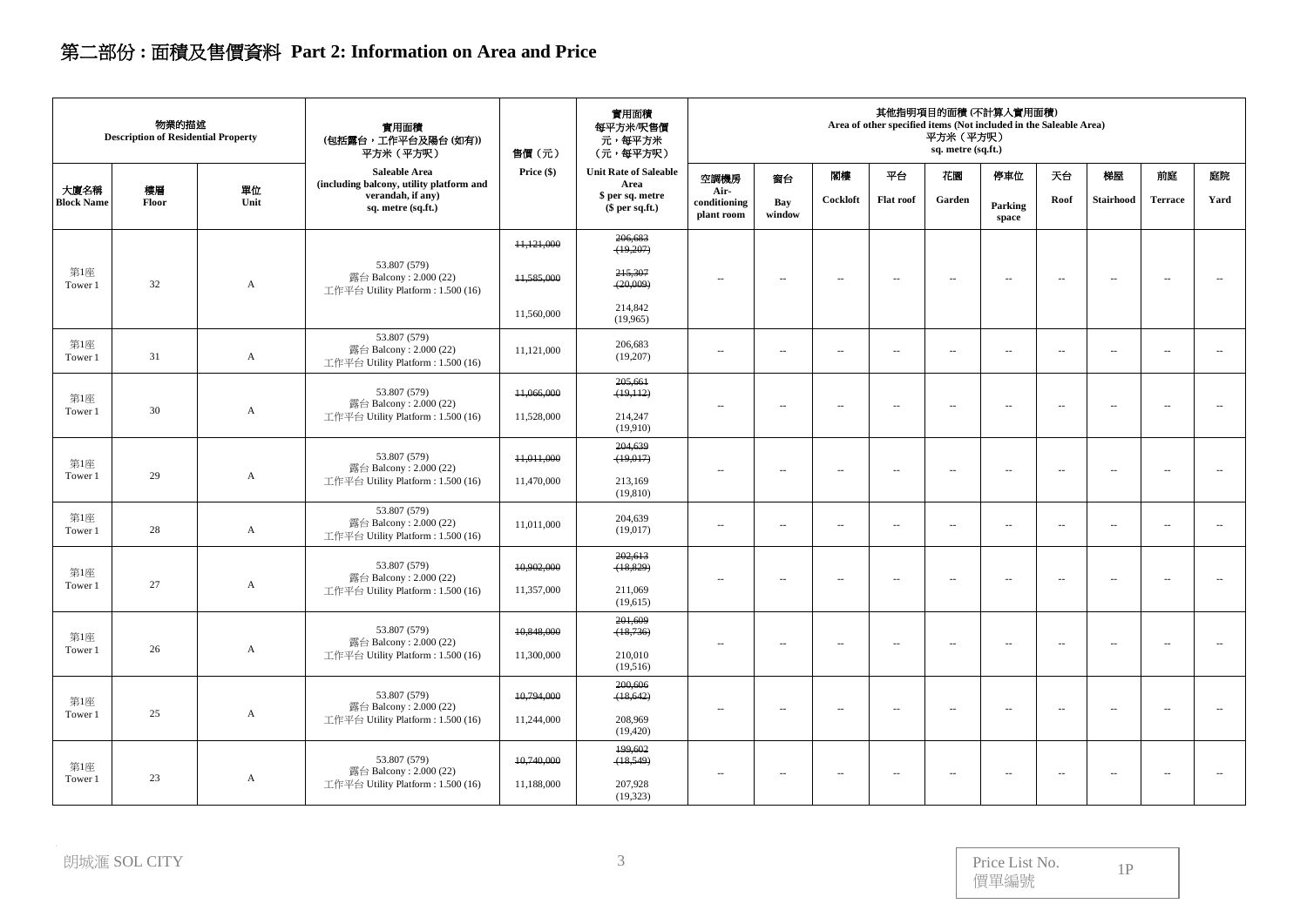# 第二部份 : 面積及售價資料 Part 2: Information on Area and Price

| 物業的描述 Description of Residential Property | | | 實用面積 (包括露台，工作平台及陽台 (如有)) 平方米（平方呎） Saleable Area (including balcony, utility platform and verandah, if any) sq. metre (sq.ft.) | 售價（元） Price ($) | 實用面積每平方米/呎售價 元，每平方米 (元，每平方呎) Unit Rate of Saleable Area $ per sq. metre ($ per sq.ft.) | 其他指明項目的面積 (不計算入實用面積) Area of other specified items (Not included in the Saleable Area) 平方米（平方呎） sq. metre (sq.ft.) | | | | | | | | | |
|---|---|---|---|---|---|---|---|---|---|---|---|---|---|---|---|
| 大廈名稱 Block Name | 樓層 Floor | 單位 Unit | | | | 空調機房 Air-conditioning plant room | 窗台 Bay window | 閣樓 Cockloft | 平台 Flat roof | 花園 Garden | 停車位 Parking space | 天台 Roof | 梯屋 Stairhood | 前庭 Terrace | 庭院 Yard |
| 第1座 Tower 1 | 32 | A | 53.807 (579) 露台 Balcony : 2.000 (22) 工作平台 Utility Platform : 1.500 (16) | ~~11,121,000~~ ~~11,585,000~~ 11,560,000 | ~~206,683 (19,207)~~ ~~215,307 (20,009)~~ 214,842 (19,965) | -- | -- | -- | -- | -- | -- | -- | -- | -- | -- |
| 第1座 Tower 1 | 31 | A | 53.807 (579) 露台 Balcony : 2.000 (22) 工作平台 Utility Platform : 1.500 (16) | 11,121,000 | 206,683 (19,207) | -- | -- | -- | -- | -- | -- | -- | -- | -- | -- |
| 第1座 Tower 1 | 30 | A | 53.807 (579) 露台 Balcony : 2.000 (22) 工作平台 Utility Platform : 1.500 (16) | ~~11,066,000~~ 11,528,000 | ~~205,661 (19,112)~~ 214,247 (19,910) | -- | -- | -- | -- | -- | -- | -- | -- | -- | -- |
| 第1座 Tower 1 | 29 | A | 53.807 (579) 露台 Balcony : 2.000 (22) 工作平台 Utility Platform : 1.500 (16) | ~~11,011,000~~ 11,470,000 | ~~204,639 (19,017)~~ 213,169 (19,810) | -- | -- | -- | -- | -- | -- | -- | -- | -- | -- |
| 第1座 Tower 1 | 28 | A | 53.807 (579) 露台 Balcony : 2.000 (22) 工作平台 Utility Platform : 1.500 (16) | 11,011,000 | 204,639 (19,017) | -- | -- | -- | -- | -- | -- | -- | -- | -- | -- |
| 第1座 Tower 1 | 27 | A | 53.807 (579) 露台 Balcony : 2.000 (22) 工作平台 Utility Platform : 1.500 (16) | ~~10,902,000~~ 11,357,000 | ~~202,613 (18,829)~~ 211,069 (19,615) | -- | -- | -- | -- | -- | -- | -- | -- | -- | -- |
| 第1座 Tower 1 | 26 | A | 53.807 (579) 露台 Balcony : 2.000 (22) 工作平台 Utility Platform : 1.500 (16) | ~~10,848,000~~ 11,300,000 | ~~201,609 (18,736)~~ 210,010 (19,516) | -- | -- | -- | -- | -- | -- | -- | -- | -- | -- |
| 第1座 Tower 1 | 25 | A | 53.807 (579) 露台 Balcony : 2.000 (22) 工作平台 Utility Platform : 1.500 (16) | ~~10,794,000~~ 11,244,000 | ~~200,606 (18,642)~~ 208,969 (19,420) | -- | -- | -- | -- | -- | -- | -- | -- | -- | -- |
| 第1座 Tower 1 | 23 | A | 53.807 (579) 露台 Balcony : 2.000 (22) 工作平台 Utility Platform : 1.500 (16) | ~~10,740,000~~ 11,188,000 | ~~199,602 (18,549)~~ 207,928 (19,323) | -- | -- | -- | -- | -- | -- | -- | -- | -- | -- |

朗城滙 SOL CITY

Price List No. 價單編號 1P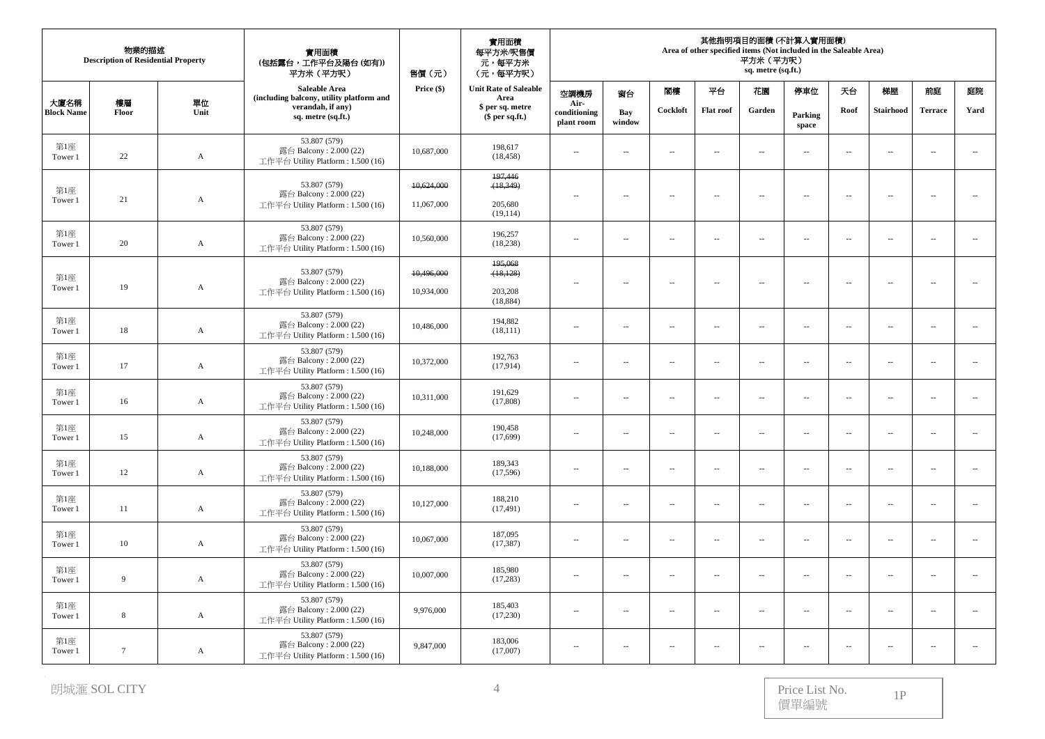| 物業的描述 Description of Residential Property | | | 實用面積 (包括露台，工作平台及陽台 (如有)) 平方米（平方呎） | 售價（元） | 實用面積 每平方米/呎售價 元，每平方米 （元，每平方呎） | 其他指明項目的面積 (不計算入實用面積) Area of other specified items (Not included in the Saleable Area) 平方米（平方呎） sq. metre (sq.ft.) | | | | | | | | | |
|---|---|---|---|---|---|---|---|---|---|---|---|---|---|---|---|
| 大廈名稱 Block Name | 樓層 Floor | 單位 Unit | Saleable Area (including balcony, utility platform and verandah, if any) sq. metre (sq.ft.) | Price ($) | Unit Rate of Saleable Area $ per sq. metre ($ per sq.ft.) | 空調機房 Air-conditioning plant room | 窗台 Bay window | 閣樓 Cockloft | 平台 Flat roof | 花園 Garden | 停車位 Parking space | 天台 Roof | 梯屋 Stairhood | 前庭 Terrace | 庭院 Yard |
| 第1座 Tower 1 | 22 | A | 53.807 (579) 露台 Balcony : 2.000 (22) 工作平台 Utility Platform : 1.500 (16) | 10,687,000 | 198,617 (18,458) | -- | -- | -- | -- | -- | -- | -- | -- | -- | -- |
| 第1座 Tower 1 | 21 | A | 53.807 (579) 露台 Balcony : 2.000 (22) 工作平台 Utility Platform : 1.500 (16) | ~~10,624,000~~ 11,067,000 | ~~197,446 (18,349)~~ 205,680 (19,114) | -- | -- | -- | -- | -- | -- | -- | -- | -- | -- |
| 第1座 Tower 1 | 20 | A | 53.807 (579) 露台 Balcony : 2.000 (22) 工作平台 Utility Platform : 1.500 (16) | 10,560,000 | 196,257 (18,238) | -- | -- | -- | -- | -- | -- | -- | -- | -- | -- |
| 第1座 Tower 1 | 19 | A | 53.807 (579) 露台 Balcony : 2.000 (22) 工作平台 Utility Platform : 1.500 (16) | ~~10,496,000~~ 10,934,000 | ~~195,068 (18,128)~~ 203,208 (18,884) | -- | -- | -- | -- | -- | -- | -- | -- | -- | -- |
| 第1座 Tower 1 | 18 | A | 53.807 (579) 露台 Balcony : 2.000 (22) 工作平台 Utility Platform : 1.500 (16) | 10,486,000 | 194,882 (18,111) | -- | -- | -- | -- | -- | -- | -- | -- | -- | -- |
| 第1座 Tower 1 | 17 | A | 53.807 (579) 露台 Balcony : 2.000 (22) 工作平台 Utility Platform : 1.500 (16) | 10,372,000 | 192,763 (17,914) | -- | -- | -- | -- | -- | -- | -- | -- | -- | -- |
| 第1座 Tower 1 | 16 | A | 53.807 (579) 露台 Balcony : 2.000 (22) 工作平台 Utility Platform : 1.500 (16) | 10,311,000 | 191,629 (17,808) | -- | -- | -- | -- | -- | -- | -- | -- | -- | -- |
| 第1座 Tower 1 | 15 | A | 53.807 (579) 露台 Balcony : 2.000 (22) 工作平台 Utility Platform : 1.500 (16) | 10,248,000 | 190,458 (17,699) | -- | -- | -- | -- | -- | -- | -- | -- | -- | -- |
| 第1座 Tower 1 | 12 | A | 53.807 (579) 露台 Balcony : 2.000 (22) 工作平台 Utility Platform : 1.500 (16) | 10,188,000 | 189,343 (17,596) | -- | -- | -- | -- | -- | -- | -- | -- | -- | -- |
| 第1座 Tower 1 | 11 | A | 53.807 (579) 露台 Balcony : 2.000 (22) 工作平台 Utility Platform : 1.500 (16) | 10,127,000 | 188,210 (17,491) | -- | -- | -- | -- | -- | -- | -- | -- | -- | -- |
| 第1座 Tower 1 | 10 | A | 53.807 (579) 露台 Balcony : 2.000 (22) 工作平台 Utility Platform : 1.500 (16) | 10,067,000 | 187,095 (17,387) | -- | -- | -- | -- | -- | -- | -- | -- | -- | -- |
| 第1座 Tower 1 | 9 | A | 53.807 (579) 露台 Balcony : 2.000 (22) 工作平台 Utility Platform : 1.500 (16) | 10,007,000 | 185,980 (17,283) | -- | -- | -- | -- | -- | -- | -- | -- | -- | -- |
| 第1座 Tower 1 | 8 | A | 53.807 (579) 露台 Balcony : 2.000 (22) 工作平台 Utility Platform : 1.500 (16) | 9,976,000 | 185,403 (17,230) | -- | -- | -- | -- | -- | -- | -- | -- | -- | -- |
| 第1座 Tower 1 | 7 | A | 53.807 (579) 露台 Balcony : 2.000 (22) 工作平台 Utility Platform : 1.500 (16) | 9,847,000 | 183,006 (17,007) | -- | -- | -- | -- | -- | -- | -- | -- | -- | -- |

朗城滙 SOL CITY

Price List No. 價單編號 1P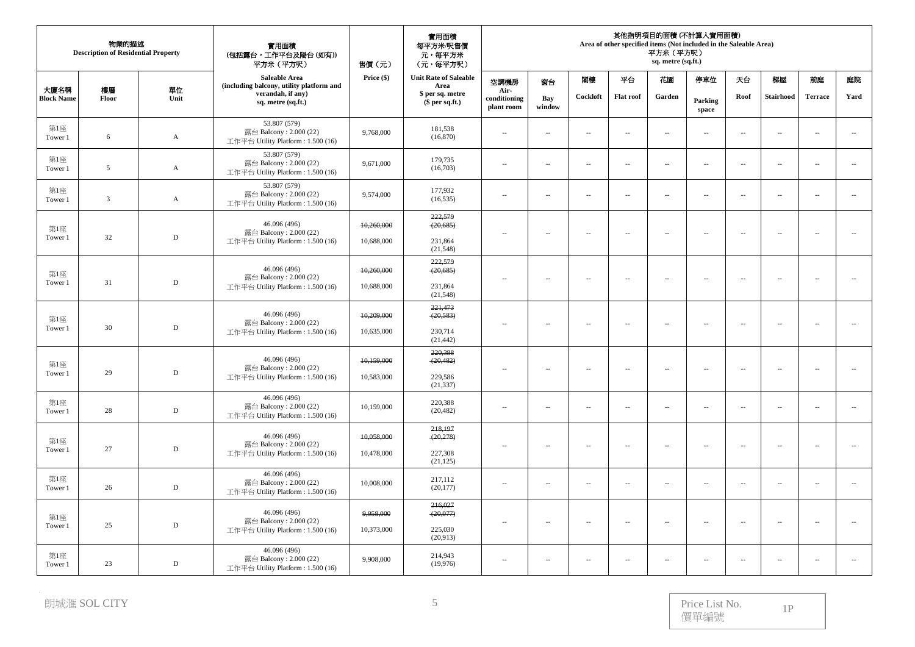| 物業的描述 Description of Residential Property | | | 實用面積 (包括露台，工作平台及陽台 (如有)) 平方米（平方呎） Saleable Area (including balcony, utility platform and verandah, if any) sq. metre (sq.ft.) | 售價（元） Price ($) | 實用面積 每平方米/呎售價 元，每平方米 (元，每平方呎) Unit Rate of Saleable Area $ per sq. metre ($ per sq.ft.) | 其他指明項目的面積 (不計算入實用面積) Area of other specified items (Not included in the Saleable Area) 平方米（平方呎） sq. metre (sq.ft.) | | | | | | | | | |
|---|---|---|---|---|---|---|---|---|---|---|---|---|---|---|---|
| 大廈名稱 Block Name | 樓層 Floor | 單位 Unit | | | | 空調機房 Air-conditioning plant room | 窗台 Bay window | 閣樓 Cockloft | 平台 Flat roof | 花園 Garden | 停車位 Parking space | 天台 Roof | 梯屋 Stairhood | 前庭 Terrace | 庭院 Yard |
| 第1座 Tower 1 | 6 | A | 53.807 (579) 露台 Balcony : 2.000 (22) 工作平台 Utility Platform : 1.500 (16) | 9,768,000 | 181,538 (16,870) | -- | -- | -- | -- | -- | -- | -- | -- | -- | -- |
| 第1座 Tower 1 | 5 | A | 53.807 (579) 露台 Balcony : 2.000 (22) 工作平台 Utility Platform : 1.500 (16) | 9,671,000 | 179,735 (16,703) | -- | -- | -- | -- | -- | -- | -- | -- | -- | -- |
| 第1座 Tower 1 | 3 | A | 53.807 (579) 露台 Balcony : 2.000 (22) 工作平台 Utility Platform : 1.500 (16) | 9,574,000 | 177,932 (16,535) | -- | -- | -- | -- | -- | -- | -- | -- | -- | -- |
| 第1座 Tower 1 | 32 | D | 46.096 (496) 露台 Balcony : 2.000 (22) 工作平台 Utility Platform : 1.500 (16) | ~~10,260,000~~ 10,688,000 | ~~222,579 (20,685)~~ 231,864 (21,548) | -- | -- | -- | -- | -- | -- | -- | -- | -- | -- |
| 第1座 Tower 1 | 31 | D | 46.096 (496) 露台 Balcony : 2.000 (22) 工作平台 Utility Platform : 1.500 (16) | ~~10,260,000~~ 10,688,000 | ~~222,579 (20,685)~~ 231,864 (21,548) | -- | -- | -- | -- | -- | -- | -- | -- | -- | -- |
| 第1座 Tower 1 | 30 | D | 46.096 (496) 露台 Balcony : 2.000 (22) 工作平台 Utility Platform : 1.500 (16) | ~~10,209,000~~ 10,635,000 | ~~221,473 (20,583)~~ 230,714 (21,442) | -- | -- | -- | -- | -- | -- | -- | -- | -- | -- |
| 第1座 Tower 1 | 29 | D | 46.096 (496) 露台 Balcony : 2.000 (22) 工作平台 Utility Platform : 1.500 (16) | ~~10,159,000~~ 10,583,000 | ~~220,388 (20,482)~~ 229,586 (21,337) | -- | -- | -- | -- | -- | -- | -- | -- | -- | -- |
| 第1座 Tower 1 | 28 | D | 46.096 (496) 露台 Balcony : 2.000 (22) 工作平台 Utility Platform : 1.500 (16) | 10,159,000 | 220,388 (20,482) | -- | -- | -- | -- | -- | -- | -- | -- | -- | -- |
| 第1座 Tower 1 | 27 | D | 46.096 (496) 露台 Balcony : 2.000 (22) 工作平台 Utility Platform : 1.500 (16) | ~~10,058,000~~ 10,478,000 | ~~218,197 (20,278)~~ 227,308 (21,125) | -- | -- | -- | -- | -- | -- | -- | -- | -- | -- |
| 第1座 Tower 1 | 26 | D | 46.096 (496) 露台 Balcony : 2.000 (22) 工作平台 Utility Platform : 1.500 (16) | 10,008,000 | 217,112 (20,177) | -- | -- | -- | -- | -- | -- | -- | -- | -- | -- |
| 第1座 Tower 1 | 25 | D | 46.096 (496) 露台 Balcony : 2.000 (22) 工作平台 Utility Platform : 1.500 (16) | ~~9,958,000~~ 10,373,000 | ~~216,027 (20,077)~~ 225,030 (20,913) | -- | -- | -- | -- | -- | -- | -- | -- | -- | -- |
| 第1座 Tower 1 | 23 | D | 46.096 (496) 露台 Balcony : 2.000 (22) 工作平台 Utility Platform : 1.500 (16) | 9,908,000 | 214,943 (19,976) | -- | -- | -- | -- | -- | -- | -- | -- | -- | -- |

朗城滙 SOL CITY

Price List No. 價單編號 1P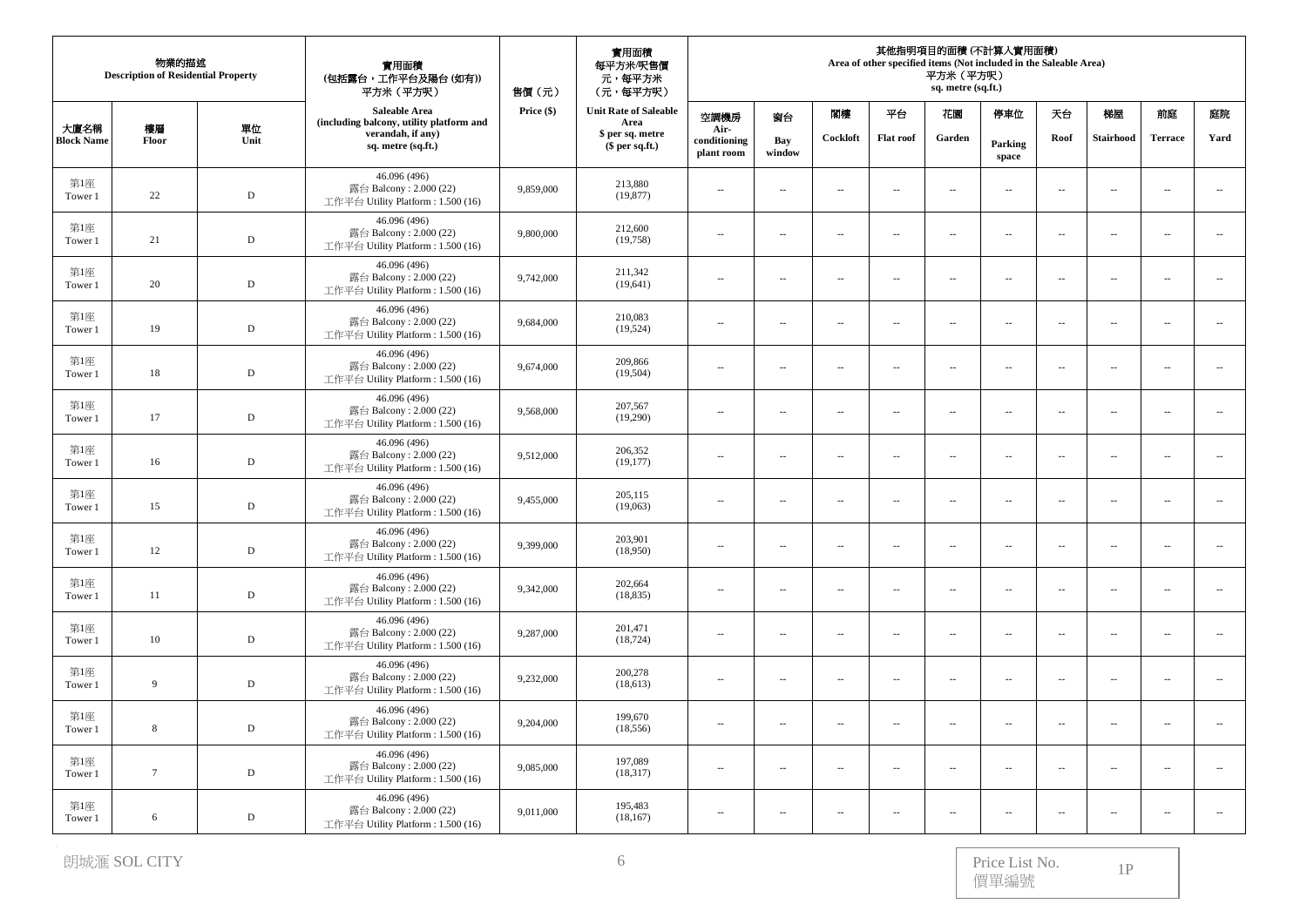| 物業的描述 Description of Residential Property | | | 實用面積 (包括露台，工作平台及陽台 (如有)) 平方米（平方呎） Saleable Area (including balcony, utility platform and verandah, if any) sq. metre (sq.ft.) | 售價（元） Price ($) | 實用面積 每平方米/呎售價 元，每平方米 （元，每平方呎） Unit Rate of Saleable Area $ per sq. metre ($ per sq.ft.) | 其他指明項目的面積 (不計算入實用面積) Area of other specified items (Not included in the Saleable Area) 平方米（平方呎） sq. metre (sq.ft.) | | | | | | | | | |
|---|---|---|---|---|---|---|---|---|---|---|---|---|---|---|---|
| 大廈名稱 Block Name | 樓層 Floor | 單位 Unit | | | | 空調機房 Air-conditioning plant room | 窗台 Bay window | 閣樓 Cockloft | 平台 Flat roof | 花園 Garden | 停車位 Parking space | 天台 Roof | 梯屋 Stairhood | 前庭 Terrace | 庭院 Yard |
| 第1座 Tower 1 | 22 | D | 46.096 (496) 露台 Balcony : 2.000 (22) 工作平台 Utility Platform : 1.500 (16) | 9,859,000 | 213,880 (19,877) | -- | -- | -- | -- | -- | -- | -- | -- | -- | -- |
| 第1座 Tower 1 | 21 | D | 46.096 (496) 露台 Balcony : 2.000 (22) 工作平台 Utility Platform : 1.500 (16) | 9,800,000 | 212,600 (19,758) | -- | -- | -- | -- | -- | -- | -- | -- | -- | -- |
| 第1座 Tower 1 | 20 | D | 46.096 (496) 露台 Balcony : 2.000 (22) 工作平台 Utility Platform : 1.500 (16) | 9,742,000 | 211,342 (19,641) | -- | -- | -- | -- | -- | -- | -- | -- | -- | -- |
| 第1座 Tower 1 | 19 | D | 46.096 (496) 露台 Balcony : 2.000 (22) 工作平台 Utility Platform : 1.500 (16) | 9,684,000 | 210,083 (19,524) | -- | -- | -- | -- | -- | -- | -- | -- | -- | -- |
| 第1座 Tower 1 | 18 | D | 46.096 (496) 露台 Balcony : 2.000 (22) 工作平台 Utility Platform : 1.500 (16) | 9,674,000 | 209,866 (19,504) | -- | -- | -- | -- | -- | -- | -- | -- | -- | -- |
| 第1座 Tower 1 | 17 | D | 46.096 (496) 露台 Balcony : 2.000 (22) 工作平台 Utility Platform : 1.500 (16) | 9,568,000 | 207,567 (19,290) | -- | -- | -- | -- | -- | -- | -- | -- | -- | -- |
| 第1座 Tower 1 | 16 | D | 46.096 (496) 露台 Balcony : 2.000 (22) 工作平台 Utility Platform : 1.500 (16) | 9,512,000 | 206,352 (19,177) | -- | -- | -- | -- | -- | -- | -- | -- | -- | -- |
| 第1座 Tower 1 | 15 | D | 46.096 (496) 露台 Balcony : 2.000 (22) 工作平台 Utility Platform : 1.500 (16) | 9,455,000 | 205,115 (19,063) | -- | -- | -- | -- | -- | -- | -- | -- | -- | -- |
| 第1座 Tower 1 | 12 | D | 46.096 (496) 露台 Balcony : 2.000 (22) 工作平台 Utility Platform : 1.500 (16) | 9,399,000 | 203,901 (18,950) | -- | -- | -- | -- | -- | -- | -- | -- | -- | -- |
| 第1座 Tower 1 | 11 | D | 46.096 (496) 露台 Balcony : 2.000 (22) 工作平台 Utility Platform : 1.500 (16) | 9,342,000 | 202,664 (18,835) | -- | -- | -- | -- | -- | -- | -- | -- | -- | -- |
| 第1座 Tower 1 | 10 | D | 46.096 (496) 露台 Balcony : 2.000 (22) 工作平台 Utility Platform : 1.500 (16) | 9,287,000 | 201,471 (18,724) | -- | -- | -- | -- | -- | -- | -- | -- | -- | -- |
| 第1座 Tower 1 | 9 | D | 46.096 (496) 露台 Balcony : 2.000 (22) 工作平台 Utility Platform : 1.500 (16) | 9,232,000 | 200,278 (18,613) | -- | -- | -- | -- | -- | -- | -- | -- | -- | -- |
| 第1座 Tower 1 | 8 | D | 46.096 (496) 露台 Balcony : 2.000 (22) 工作平台 Utility Platform : 1.500 (16) | 9,204,000 | 199,670 (18,556) | -- | -- | -- | -- | -- | -- | -- | -- | -- | -- |
| 第1座 Tower 1 | 7 | D | 46.096 (496) 露台 Balcony : 2.000 (22) 工作平台 Utility Platform : 1.500 (16) | 9,085,000 | 197,089 (18,317) | -- | -- | -- | -- | -- | -- | -- | -- | -- | -- |
| 第1座 Tower 1 | 6 | D | 46.096 (496) 露台 Balcony : 2.000 (22) 工作平台 Utility Platform : 1.500 (16) | 9,011,000 | 195,483 (18,167) | -- | -- | -- | -- | -- | -- | -- | -- | -- | -- |

朗城滙 SOL CITY

Price List No. 價單編號 1P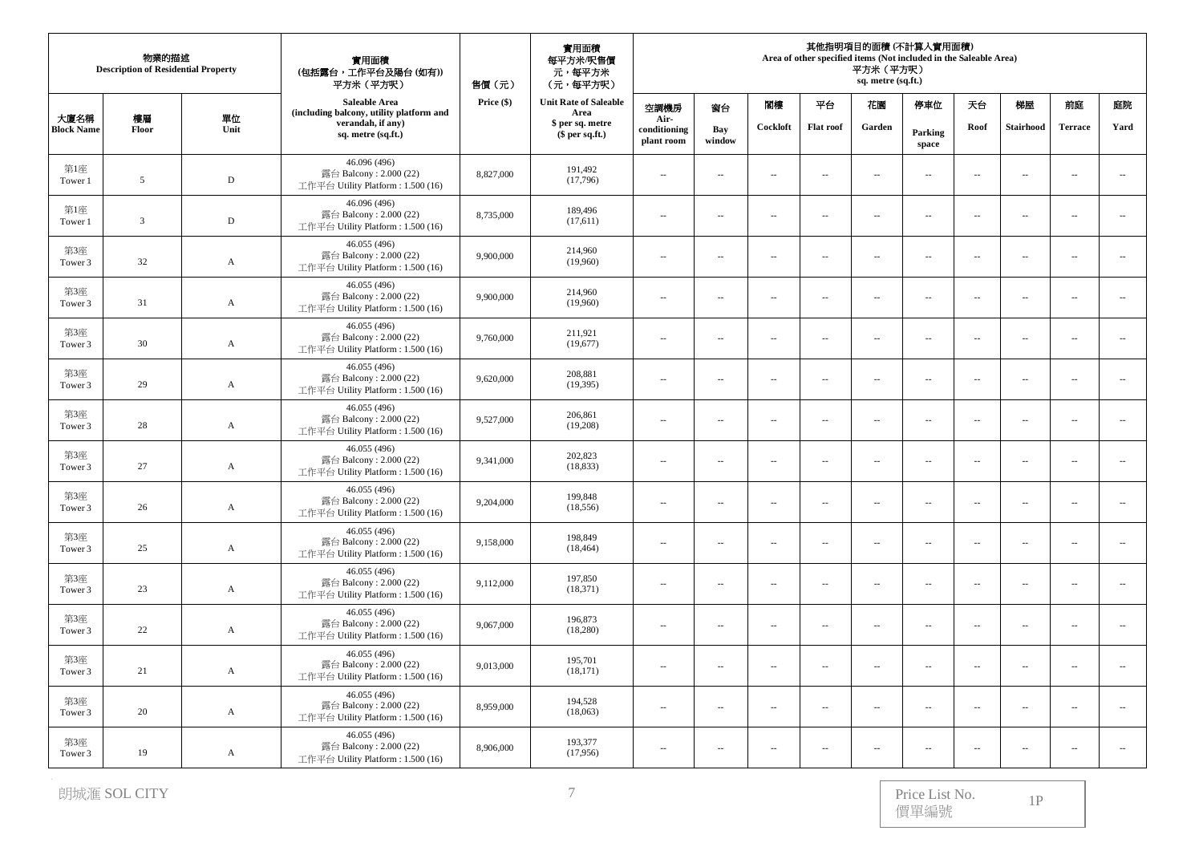| 物業的描述 Description of Residential Property | | | 實用面積 (包括露台，工作平台及陽台 (如有)) 平方米（平方呎） Saleable Area (including balcony, utility platform and verandah, if any) sq. metre (sq.ft.) | 售價（元） Price ($) | 實用面積 每平方米/呎售價 元，每平方米 (元，每平方呎) Unit Rate of Saleable Area $ per sq. metre ($ per sq.ft.) | 其他指明項目的面積 (不計算入實用面積) Area of other specified items (Not included in the Saleable Area) 平方米（平方呎） sq. metre (sq.ft.) | | | | | | | | | |
|---|---|---|---|---|---|---|---|---|---|---|---|---|---|---|---|
| 大廈名稱 Block Name | 樓層 Floor | 單位 Unit | | | | 空調機房 Air-conditioning plant room | 窗台 Bay window | 閣樓 Cockloft | 平台 Flat roof | 花園 Garden | 停車位 Parking space | 天台 Roof | 梯屋 Stairhood | 前庭 Terrace | 庭院 Yard |
| 第1座 Tower 1 | 5 | D | 46.096 (496) 露台 Balcony : 2.000 (22) 工作平台 Utility Platform : 1.500 (16) | 8,827,000 | 191,492 (17,796) | -- | -- | -- | -- | -- | -- | -- | -- | -- | -- |
| 第1座 Tower 1 | 3 | D | 46.096 (496) 露台 Balcony : 2.000 (22) 工作平台 Utility Platform : 1.500 (16) | 8,735,000 | 189,496 (17,611) | -- | -- | -- | -- | -- | -- | -- | -- | -- | -- |
| 第3座 Tower 3 | 32 | A | 46.055 (496) 露台 Balcony : 2.000 (22) 工作平台 Utility Platform : 1.500 (16) | 9,900,000 | 214,960 (19,960) | -- | -- | -- | -- | -- | -- | -- | -- | -- | -- |
| 第3座 Tower 3 | 31 | A | 46.055 (496) 露台 Balcony : 2.000 (22) 工作平台 Utility Platform : 1.500 (16) | 9,900,000 | 214,960 (19,960) | -- | -- | -- | -- | -- | -- | -- | -- | -- | -- |
| 第3座 Tower 3 | 30 | A | 46.055 (496) 露台 Balcony : 2.000 (22) 工作平台 Utility Platform : 1.500 (16) | 9,760,000 | 211,921 (19,677) | -- | -- | -- | -- | -- | -- | -- | -- | -- | -- |
| 第3座 Tower 3 | 29 | A | 46.055 (496) 露台 Balcony : 2.000 (22) 工作平台 Utility Platform : 1.500 (16) | 9,620,000 | 208,881 (19,395) | -- | -- | -- | -- | -- | -- | -- | -- | -- | -- |
| 第3座 Tower 3 | 28 | A | 46.055 (496) 露台 Balcony : 2.000 (22) 工作平台 Utility Platform : 1.500 (16) | 9,527,000 | 206,861 (19,208) | -- | -- | -- | -- | -- | -- | -- | -- | -- | -- |
| 第3座 Tower 3 | 27 | A | 46.055 (496) 露台 Balcony : 2.000 (22) 工作平台 Utility Platform : 1.500 (16) | 9,341,000 | 202,823 (18,833) | -- | -- | -- | -- | -- | -- | -- | -- | -- | -- |
| 第3座 Tower 3 | 26 | A | 46.055 (496) 露台 Balcony : 2.000 (22) 工作平台 Utility Platform : 1.500 (16) | 9,204,000 | 199,848 (18,556) | -- | -- | -- | -- | -- | -- | -- | -- | -- | -- |
| 第3座 Tower 3 | 25 | A | 46.055 (496) 露台 Balcony : 2.000 (22) 工作平台 Utility Platform : 1.500 (16) | 9,158,000 | 198,849 (18,464) | -- | -- | -- | -- | -- | -- | -- | -- | -- | -- |
| 第3座 Tower 3 | 23 | A | 46.055 (496) 露台 Balcony : 2.000 (22) 工作平台 Utility Platform : 1.500 (16) | 9,112,000 | 197,850 (18,371) | -- | -- | -- | -- | -- | -- | -- | -- | -- | -- |
| 第3座 Tower 3 | 22 | A | 46.055 (496) 露台 Balcony : 2.000 (22) 工作平台 Utility Platform : 1.500 (16) | 9,067,000 | 196,873 (18,280) | -- | -- | -- | -- | -- | -- | -- | -- | -- | -- |
| 第3座 Tower 3 | 21 | A | 46.055 (496) 露台 Balcony : 2.000 (22) 工作平台 Utility Platform : 1.500 (16) | 9,013,000 | 195,701 (18,171) | -- | -- | -- | -- | -- | -- | -- | -- | -- | -- |
| 第3座 Tower 3 | 20 | A | 46.055 (496) 露台 Balcony : 2.000 (22) 工作平台 Utility Platform : 1.500 (16) | 8,959,000 | 194,528 (18,063) | -- | -- | -- | -- | -- | -- | -- | -- | -- | -- |
| 第3座 Tower 3 | 19 | A | 46.055 (496) 露台 Balcony : 2.000 (22) 工作平台 Utility Platform : 1.500 (16) | 8,906,000 | 193,377 (17,956) | -- | -- | -- | -- | -- | -- | -- | -- | -- | -- |

朗城滙 SOL CITY

Price List No. 價單編號 1P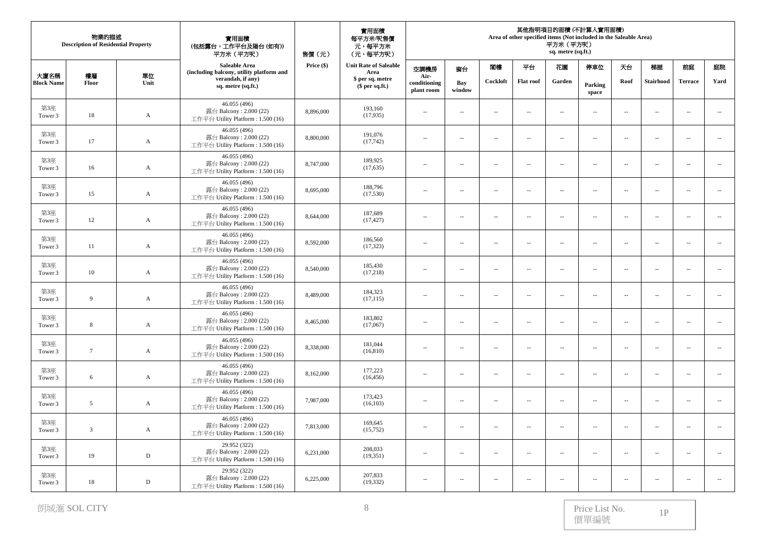| 物業的描述 Description of Residential Property | | | 實用面積 (包括露台，工作平台及陽台 (如有)) 平方米（平方呎） Saleable Area (including balcony, utility platform and verandah, if any) sq. metre (sq.ft.) | 售價（元） Price ($) | 實用面積 每平方米/呎售價 元，每平方米 （元，每平方呎） Unit Rate of Saleable Area $ per sq. metre ($ per sq.ft.) | 其他指明項目的面積 (不計算入實用面積) Area of other specified items (Not included in the Saleable Area) 平方米（平方呎） sq. metre (sq.ft.) | | | | | | | | | |
|---|---|---|---|---|---|---|---|---|---|---|---|---|---|---|---|
| 大廈名稱 Block Name | 樓層 Floor | 單位 Unit | | | | 空調機房 Air-conditioning plant room | 窗台 Bay window | 閣樓 Cockloft | 平台 Flat roof | 花園 Garden | 停車位 Parking space | 天台 Roof | 梯屋 Stairhood | 前庭 Terrace | 庭院 Yard |
| 第3座 Tower 3 | 18 | A | 46.055 (496) 露台 Balcony : 2.000 (22) 工作平台 Utility Platform : 1.500 (16) | 8,896,000 | 193,160 (17,935) | -- | -- | -- | -- | -- | -- | -- | -- | -- | -- |
| 第3座 Tower 3 | 17 | A | 46.055 (496) 露台 Balcony : 2.000 (22) 工作平台 Utility Platform : 1.500 (16) | 8,800,000 | 191,076 (17,742) | -- | -- | -- | -- | -- | -- | -- | -- | -- | -- |
| 第3座 Tower 3 | 16 | A | 46.055 (496) 露台 Balcony : 2.000 (22) 工作平台 Utility Platform : 1.500 (16) | 8,747,000 | 189,925 (17,635) | -- | -- | -- | -- | -- | -- | -- | -- | -- | -- |
| 第3座 Tower 3 | 15 | A | 46.055 (496) 露台 Balcony : 2.000 (22) 工作平台 Utility Platform : 1.500 (16) | 8,695,000 | 188,796 (17,530) | -- | -- | -- | -- | -- | -- | -- | -- | -- | -- |
| 第3座 Tower 3 | 12 | A | 46.055 (496) 露台 Balcony : 2.000 (22) 工作平台 Utility Platform : 1.500 (16) | 8,644,000 | 187,689 (17,427) | -- | -- | -- | -- | -- | -- | -- | -- | -- | -- |
| 第3座 Tower 3 | 11 | A | 46.055 (496) 露台 Balcony : 2.000 (22) 工作平台 Utility Platform : 1.500 (16) | 8,592,000 | 186,560 (17,323) | -- | -- | -- | -- | -- | -- | -- | -- | -- | -- |
| 第3座 Tower 3 | 10 | A | 46.055 (496) 露台 Balcony : 2.000 (22) 工作平台 Utility Platform : 1.500 (16) | 8,540,000 | 185,430 (17,218) | -- | -- | -- | -- | -- | -- | -- | -- | -- | -- |
| 第3座 Tower 3 | 9 | A | 46.055 (496) 露台 Balcony : 2.000 (22) 工作平台 Utility Platform : 1.500 (16) | 8,489,000 | 184,323 (17,115) | -- | -- | -- | -- | -- | -- | -- | -- | -- | -- |
| 第3座 Tower 3 | 8 | A | 46.055 (496) 露台 Balcony : 2.000 (22) 工作平台 Utility Platform : 1.500 (16) | 8,465,000 | 183,802 (17,067) | -- | -- | -- | -- | -- | -- | -- | -- | -- | -- |
| 第3座 Tower 3 | 7 | A | 46.055 (496) 露台 Balcony : 2.000 (22) 工作平台 Utility Platform : 1.500 (16) | 8,338,000 | 181,044 (16,810) | -- | -- | -- | -- | -- | -- | -- | -- | -- | -- |
| 第3座 Tower 3 | 6 | A | 46.055 (496) 露台 Balcony : 2.000 (22) 工作平台 Utility Platform : 1.500 (16) | 8,162,000 | 177,223 (16,456) | -- | -- | -- | -- | -- | -- | -- | -- | -- | -- |
| 第3座 Tower 3 | 5 | A | 46.055 (496) 露台 Balcony : 2.000 (22) 工作平台 Utility Platform : 1.500 (16) | 7,987,000 | 173,423 (16,103) | -- | -- | -- | -- | -- | -- | -- | -- | -- | -- |
| 第3座 Tower 3 | 3 | A | 46.055 (496) 露台 Balcony : 2.000 (22) 工作平台 Utility Platform : 1.500 (16) | 7,813,000 | 169,645 (15,752) | -- | -- | -- | -- | -- | -- | -- | -- | -- | -- |
| 第3座 Tower 3 | 19 | D | 29.952 (322) 露台 Balcony : 2.000 (22) 工作平台 Utility Platform : 1.500 (16) | 6,231,000 | 208,033 (19,351) | -- | -- | -- | -- | -- | -- | -- | -- | -- | -- |
| 第3座 Tower 3 | 18 | D | 29.952 (322) 露台 Balcony : 2.000 (22) 工作平台 Utility Platform : 1.500 (16) | 6,225,000 | 207,833 (19,332) | -- | -- | -- | -- | -- | -- | -- | -- | -- | -- |

朗城滙 SOL CITY

Price List No. 價單編號 1P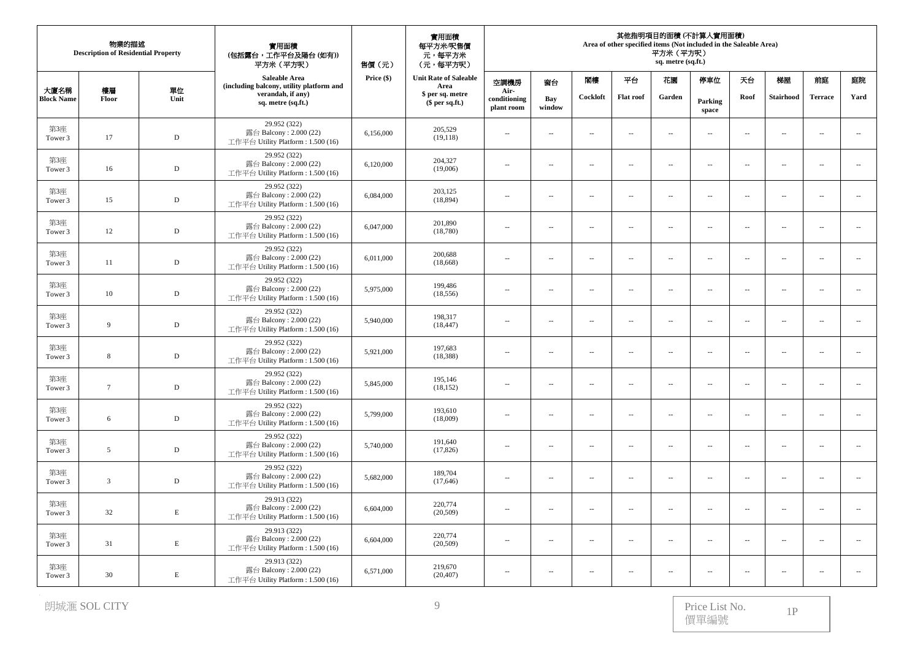| 物業的描述 Description of Residential Property | | | 實用面積 (包括露台，工作平台及陽台 (如有)) 平方米（平方呎） Saleable Area (including balcony, utility platform and verandah, if any) sq. metre (sq.ft.) | 售價（元） Price ($) | 實用面積 每平方米/呎售價 元，每平方米 (元，每平方呎) Unit Rate of Saleable Area $ per sq. metre ($ per sq.ft.) | 其他指明項目的面積 (不計算入實用面積) Area of other specified items (Not included in the Saleable Area) 平方米（平方呎） sq. metre (sq.ft.) | | | | | | | | | |
|---|---|---|---|---|---|---|---|---|---|---|---|---|---|---|---|
| 大廈名稱 Block Name | 樓層 Floor | 單位 Unit | | | | 空調機房 Air-conditioning plant room | 窗台 Bay window | 閣樓 Cockloft | 平台 Flat roof | 花園 Garden | 停車位 Parking space | 天台 Roof | 梯屋 Stairhood | 前庭 Terrace | 庭院 Yard |
| 第3座 Tower 3 | 17 | D | 29.952 (322) 露台 Balcony : 2.000 (22) 工作平台 Utility Platform : 1.500 (16) | 6,156,000 | 205,529 (19,118) | -- | -- | -- | -- | -- | -- | -- | -- | -- | -- |
| 第3座 Tower 3 | 16 | D | 29.952 (322) 露台 Balcony : 2.000 (22) 工作平台 Utility Platform : 1.500 (16) | 6,120,000 | 204,327 (19,006) | -- | -- | -- | -- | -- | -- | -- | -- | -- | -- |
| 第3座 Tower 3 | 15 | D | 29.952 (322) 露台 Balcony : 2.000 (22) 工作平台 Utility Platform : 1.500 (16) | 6,084,000 | 203,125 (18,894) | -- | -- | -- | -- | -- | -- | -- | -- | -- | -- |
| 第3座 Tower 3 | 12 | D | 29.952 (322) 露台 Balcony : 2.000 (22) 工作平台 Utility Platform : 1.500 (16) | 6,047,000 | 201,890 (18,780) | -- | -- | -- | -- | -- | -- | -- | -- | -- | -- |
| 第3座 Tower 3 | 11 | D | 29.952 (322) 露台 Balcony : 2.000 (22) 工作平台 Utility Platform : 1.500 (16) | 6,011,000 | 200,688 (18,668) | -- | -- | -- | -- | -- | -- | -- | -- | -- | -- |
| 第3座 Tower 3 | 10 | D | 29.952 (322) 露台 Balcony : 2.000 (22) 工作平台 Utility Platform : 1.500 (16) | 5,975,000 | 199,486 (18,556) | -- | -- | -- | -- | -- | -- | -- | -- | -- | -- |
| 第3座 Tower 3 | 9 | D | 29.952 (322) 露台 Balcony : 2.000 (22) 工作平台 Utility Platform : 1.500 (16) | 5,940,000 | 198,317 (18,447) | -- | -- | -- | -- | -- | -- | -- | -- | -- | -- |
| 第3座 Tower 3 | 8 | D | 29.952 (322) 露台 Balcony : 2.000 (22) 工作平台 Utility Platform : 1.500 (16) | 5,921,000 | 197,683 (18,388) | -- | -- | -- | -- | -- | -- | -- | -- | -- | -- |
| 第3座 Tower 3 | 7 | D | 29.952 (322) 露台 Balcony : 2.000 (22) 工作平台 Utility Platform : 1.500 (16) | 5,845,000 | 195,146 (18,152) | -- | -- | -- | -- | -- | -- | -- | -- | -- | -- |
| 第3座 Tower 3 | 6 | D | 29.952 (322) 露台 Balcony : 2.000 (22) 工作平台 Utility Platform : 1.500 (16) | 5,799,000 | 193,610 (18,009) | -- | -- | -- | -- | -- | -- | -- | -- | -- | -- |
| 第3座 Tower 3 | 5 | D | 29.952 (322) 露台 Balcony : 2.000 (22) 工作平台 Utility Platform : 1.500 (16) | 5,740,000 | 191,640 (17,826) | -- | -- | -- | -- | -- | -- | -- | -- | -- | -- |
| 第3座 Tower 3 | 3 | D | 29.952 (322) 露台 Balcony : 2.000 (22) 工作平台 Utility Platform : 1.500 (16) | 5,682,000 | 189,704 (17,646) | -- | -- | -- | -- | -- | -- | -- | -- | -- | -- |
| 第3座 Tower 3 | 32 | E | 29.913 (322) 露台 Balcony : 2.000 (22) 工作平台 Utility Platform : 1.500 (16) | 6,604,000 | 220,774 (20,509) | -- | -- | -- | -- | -- | -- | -- | -- | -- | -- |
| 第3座 Tower 3 | 31 | E | 29.913 (322) 露台 Balcony : 2.000 (22) 工作平台 Utility Platform : 1.500 (16) | 6,604,000 | 220,774 (20,509) | -- | -- | -- | -- | -- | -- | -- | -- | -- | -- |
| 第3座 Tower 3 | 30 | E | 29.913 (322) 露台 Balcony : 2.000 (22) 工作平台 Utility Platform : 1.500 (16) | 6,571,000 | 219,670 (20,407) | -- | -- | -- | -- | -- | -- | -- | -- | -- | -- |

朗城滙 SOL CITY

Price List No. 價單編號 1P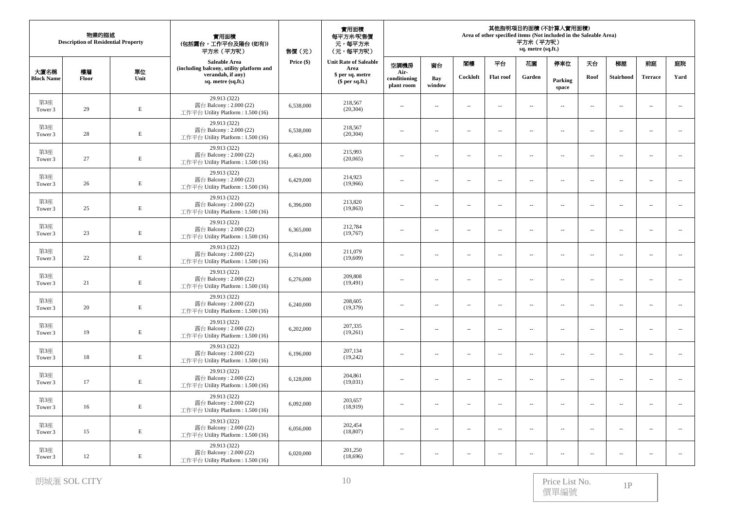| 物業的描述 Description of Residential Property | | | 實用面積 (包括露台，工作平台及陽台 (如有)) 平方米（平方呎） Saleable Area (including balcony, utility platform and verandah, if any) sq. metre (sq.ft.) | 售價（元） Price ($) | 實用面積 每平方米/呎售價 元，每平方米 （元，每平方呎） Unit Rate of Saleable Area $ per sq. metre ($ per sq.ft.) | 其他指明項目的面積 (不計算入實用面積) Area of other specified items (Not included in the Saleable Area) 平方米（平方呎） sq. metre (sq.ft.) | | | | | | | | | |
|---|---|---|---|---|---|---|---|---|---|---|---|---|---|---|---|
| 大廈名稱 Block Name | 樓層 Floor | 單位 Unit | | | | 空調機房 Air-conditioning plant room | 窗台 Bay window | 閣樓 Cockloft | 平台 Flat roof | 花園 Garden | 停車位 Parking space | 天台 Roof | 梯屋 Stairhood | 前庭 Terrace | 庭院 Yard |
| 第3座 Tower 3 | 29 | E | 29.913 (322) 露台 Balcony : 2.000 (22) 工作平台 Utility Platform : 1.500 (16) | 6,538,000 | 218,567 (20,304) | -- | -- | -- | -- | -- | -- | -- | -- | -- | -- |
| 第3座 Tower 3 | 28 | E | 29.913 (322) 露台 Balcony : 2.000 (22) 工作平台 Utility Platform : 1.500 (16) | 6,538,000 | 218,567 (20,304) | -- | -- | -- | -- | -- | -- | -- | -- | -- | -- |
| 第3座 Tower 3 | 27 | E | 29.913 (322) 露台 Balcony : 2.000 (22) 工作平台 Utility Platform : 1.500 (16) | 6,461,000 | 215,993 (20,065) | -- | -- | -- | -- | -- | -- | -- | -- | -- | -- |
| 第3座 Tower 3 | 26 | E | 29.913 (322) 露台 Balcony : 2.000 (22) 工作平台 Utility Platform : 1.500 (16) | 6,429,000 | 214,923 (19,966) | -- | -- | -- | -- | -- | -- | -- | -- | -- | -- |
| 第3座 Tower 3 | 25 | E | 29.913 (322) 露台 Balcony : 2.000 (22) 工作平台 Utility Platform : 1.500 (16) | 6,396,000 | 213,820 (19,863) | -- | -- | -- | -- | -- | -- | -- | -- | -- | -- |
| 第3座 Tower 3 | 23 | E | 29.913 (322) 露台 Balcony : 2.000 (22) 工作平台 Utility Platform : 1.500 (16) | 6,365,000 | 212,784 (19,767) | -- | -- | -- | -- | -- | -- | -- | -- | -- | -- |
| 第3座 Tower 3 | 22 | E | 29.913 (322) 露台 Balcony : 2.000 (22) 工作平台 Utility Platform : 1.500 (16) | 6,314,000 | 211,079 (19,609) | -- | -- | -- | -- | -- | -- | -- | -- | -- | -- |
| 第3座 Tower 3 | 21 | E | 29.913 (322) 露台 Balcony : 2.000 (22) 工作平台 Utility Platform : 1.500 (16) | 6,276,000 | 209,808 (19,491) | -- | -- | -- | -- | -- | -- | -- | -- | -- | -- |
| 第3座 Tower 3 | 20 | E | 29.913 (322) 露台 Balcony : 2.000 (22) 工作平台 Utility Platform : 1.500 (16) | 6,240,000 | 208,605 (19,379) | -- | -- | -- | -- | -- | -- | -- | -- | -- | -- |
| 第3座 Tower 3 | 19 | E | 29.913 (322) 露台 Balcony : 2.000 (22) 工作平台 Utility Platform : 1.500 (16) | 6,202,000 | 207,335 (19,261) | -- | -- | -- | -- | -- | -- | -- | -- | -- | -- |
| 第3座 Tower 3 | 18 | E | 29.913 (322) 露台 Balcony : 2.000 (22) 工作平台 Utility Platform : 1.500 (16) | 6,196,000 | 207,134 (19,242) | -- | -- | -- | -- | -- | -- | -- | -- | -- | -- |
| 第3座 Tower 3 | 17 | E | 29.913 (322) 露台 Balcony : 2.000 (22) 工作平台 Utility Platform : 1.500 (16) | 6,128,000 | 204,861 (19,031) | -- | -- | -- | -- | -- | -- | -- | -- | -- | -- |
| 第3座 Tower 3 | 16 | E | 29.913 (322) 露台 Balcony : 2.000 (22) 工作平台 Utility Platform : 1.500 (16) | 6,092,000 | 203,657 (18,919) | -- | -- | -- | -- | -- | -- | -- | -- | -- | -- |
| 第3座 Tower 3 | 15 | E | 29.913 (322) 露台 Balcony : 2.000 (22) 工作平台 Utility Platform : 1.500 (16) | 6,056,000 | 202,454 (18,807) | -- | -- | -- | -- | -- | -- | -- | -- | -- | -- |
| 第3座 Tower 3 | 12 | E | 29.913 (322) 露台 Balcony : 2.000 (22) 工作平台 Utility Platform : 1.500 (16) | 6,020,000 | 201,250 (18,696) | -- | -- | -- | -- | -- | -- | -- | -- | -- | -- |

朗城滙 SOL CITY

Price List No. 價單編號 1P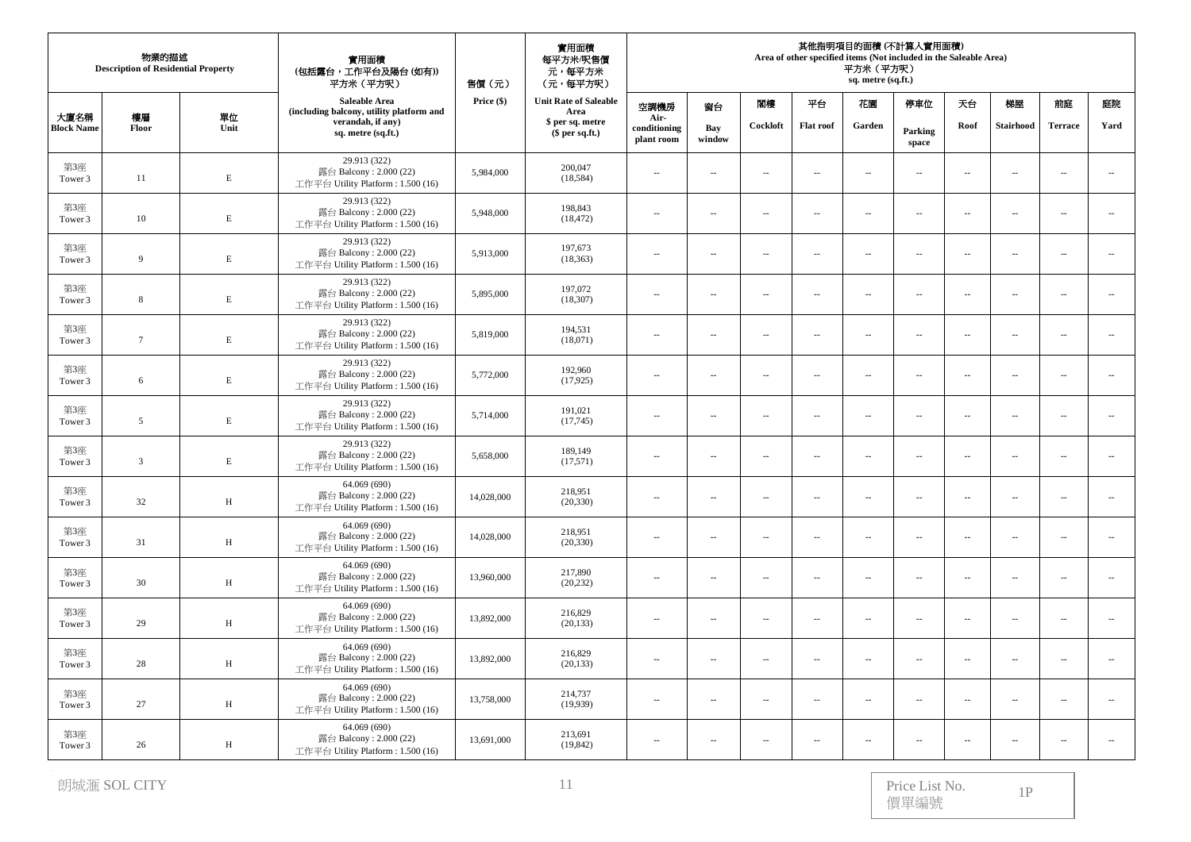| 物業的描述 Description of Residential Property | | | 實用面積 (包括露台，工作平台及陽台 (如有)) 平方米（平方呎） Saleable Area (including balcony, utility platform and verandah, if any) sq. metre (sq.ft.) | 售價（元） Price ($) | 實用面積 每平方米/呎售價 元，每平方米 （元，每平方呎） Unit Rate of Saleable Area $ per sq. metre ($ per sq.ft.) | 其他指明項目的面積 (不計算入實用面積) Area of other specified items (Not included in the Saleable Area) 平方米（平方呎） sq. metre (sq.ft.) | | | | | | | | | |
|---|---|---|---|---|---|---|---|---|---|---|---|---|---|---|---|
| 大廈名稱 Block Name | 樓層 Floor | 單位 Unit | | | | 空調機房 Air-conditioning plant room | 窗台 Bay window | 閣樓 Cockloft | 平台 Flat roof | 花園 Garden | 停車位 Parking space | 天台 Roof | 梯屋 Stairhood | 前庭 Terrace | 庭院 Yard |
| 第3座 Tower 3 | 11 | E | 29.913 (322) 露台 Balcony : 2.000 (22) 工作平台 Utility Platform : 1.500 (16) | 5,984,000 | 200,047 (18,584) | -- | -- | -- | -- | -- | -- | -- | -- | -- | -- |
| 第3座 Tower 3 | 10 | E | 29.913 (322) 露台 Balcony : 2.000 (22) 工作平台 Utility Platform : 1.500 (16) | 5,948,000 | 198,843 (18,472) | -- | -- | -- | -- | -- | -- | -- | -- | -- | -- |
| 第3座 Tower 3 | 9 | E | 29.913 (322) 露台 Balcony : 2.000 (22) 工作平台 Utility Platform : 1.500 (16) | 5,913,000 | 197,673 (18,363) | -- | -- | -- | -- | -- | -- | -- | -- | -- | -- |
| 第3座 Tower 3 | 8 | E | 29.913 (322) 露台 Balcony : 2.000 (22) 工作平台 Utility Platform : 1.500 (16) | 5,895,000 | 197,072 (18,307) | -- | -- | -- | -- | -- | -- | -- | -- | -- | -- |
| 第3座 Tower 3 | 7 | E | 29.913 (322) 露台 Balcony : 2.000 (22) 工作平台 Utility Platform : 1.500 (16) | 5,819,000 | 194,531 (18,071) | -- | -- | -- | -- | -- | -- | -- | -- | -- | -- |
| 第3座 Tower 3 | 6 | E | 29.913 (322) 露台 Balcony : 2.000 (22) 工作平台 Utility Platform : 1.500 (16) | 5,772,000 | 192,960 (17,925) | -- | -- | -- | -- | -- | -- | -- | -- | -- | -- |
| 第3座 Tower 3 | 5 | E | 29.913 (322) 露台 Balcony : 2.000 (22) 工作平台 Utility Platform : 1.500 (16) | 5,714,000 | 191,021 (17,745) | -- | -- | -- | -- | -- | -- | -- | -- | -- | -- |
| 第3座 Tower 3 | 3 | E | 29.913 (322) 露台 Balcony : 2.000 (22) 工作平台 Utility Platform : 1.500 (16) | 5,658,000 | 189,149 (17,571) | -- | -- | -- | -- | -- | -- | -- | -- | -- | -- |
| 第3座 Tower 3 | 32 | H | 64.069 (690) 露台 Balcony : 2.000 (22) 工作平台 Utility Platform : 1.500 (16) | 14,028,000 | 218,951 (20,330) | -- | -- | -- | -- | -- | -- | -- | -- | -- | -- |
| 第3座 Tower 3 | 31 | H | 64.069 (690) 露台 Balcony : 2.000 (22) 工作平台 Utility Platform : 1.500 (16) | 14,028,000 | 218,951 (20,330) | -- | -- | -- | -- | -- | -- | -- | -- | -- | -- |
| 第3座 Tower 3 | 30 | H | 64.069 (690) 露台 Balcony : 2.000 (22) 工作平台 Utility Platform : 1.500 (16) | 13,960,000 | 217,890 (20,232) | -- | -- | -- | -- | -- | -- | -- | -- | -- | -- |
| 第3座 Tower 3 | 29 | H | 64.069 (690) 露台 Balcony : 2.000 (22) 工作平台 Utility Platform : 1.500 (16) | 13,892,000 | 216,829 (20,133) | -- | -- | -- | -- | -- | -- | -- | -- | -- | -- |
| 第3座 Tower 3 | 28 | H | 64.069 (690) 露台 Balcony : 2.000 (22) 工作平台 Utility Platform : 1.500 (16) | 13,892,000 | 216,829 (20,133) | -- | -- | -- | -- | -- | -- | -- | -- | -- | -- |
| 第3座 Tower 3 | 27 | H | 64.069 (690) 露台 Balcony : 2.000 (22) 工作平台 Utility Platform : 1.500 (16) | 13,758,000 | 214,737 (19,939) | -- | -- | -- | -- | -- | -- | -- | -- | -- | -- |
| 第3座 Tower 3 | 26 | H | 64.069 (690) 露台 Balcony : 2.000 (22) 工作平台 Utility Platform : 1.500 (16) | 13,691,000 | 213,691 (19,842) | -- | -- | -- | -- | -- | -- | -- | -- | -- | -- |

朗城滙 SOL CITY

Price List No. 價單編號 1P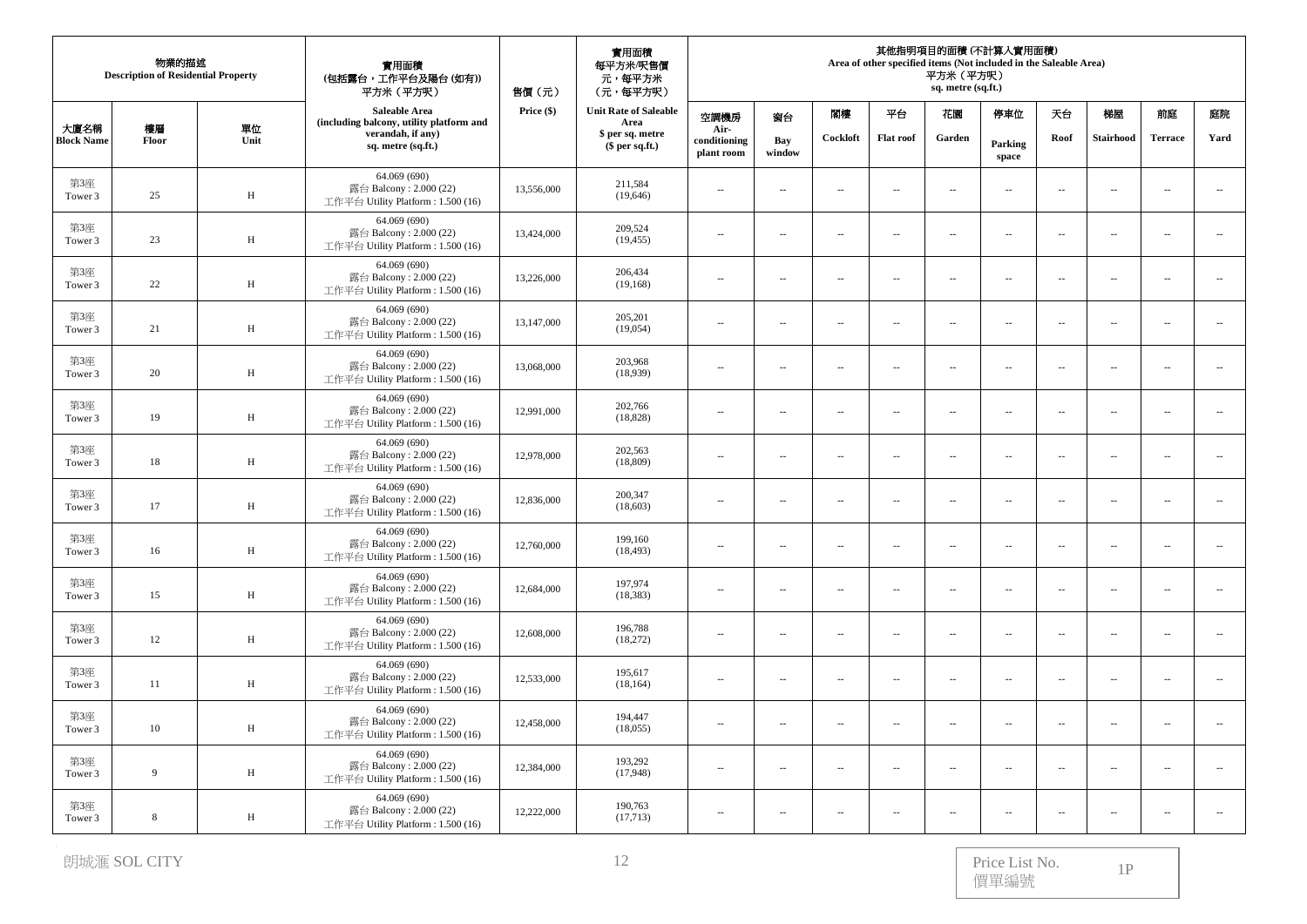| 物業的描述 Description of Residential Property | | | 實用面積 (包括露台，工作平台及陽台 (如有)) 平方米（平方呎） Saleable Area (including balcony, utility platform and verandah, if any) sq. metre (sq.ft.) | 售價（元） Price ($) | 實用面積 每平方米/呎售價 元，每平方米 （元，每平方呎） Unit Rate of Saleable Area $ per sq. metre ($ per sq.ft.) | 其他指明項目的面積 (不計算入實用面積) Area of other specified items (Not included in the Saleable Area) 平方米（平方呎） sq. metre (sq.ft.) | | | | | | | | | |
|---|---|---|---|---|---|---|---|---|---|---|---|---|---|---|---|
| 大廈名稱 Block Name | 樓層 Floor | 單位 Unit | | | | 空調機房 Air-conditioning plant room | 窗台 Bay window | 閣樓 Cockloft | 平台 Flat roof | 花園 Garden | 停車位 Parking space | 天台 Roof | 梯屋 Stairhood | 前庭 Terrace | 庭院 Yard |
| 第3座 Tower 3 | 25 | H | 64.069 (690) 露台 Balcony : 2.000 (22) 工作平台 Utility Platform : 1.500 (16) | 13,556,000 | 211,584 (19,646) | -- | -- | -- | -- | -- | -- | -- | -- | -- | -- |
| 第3座 Tower 3 | 23 | H | 64.069 (690) 露台 Balcony : 2.000 (22) 工作平台 Utility Platform : 1.500 (16) | 13,424,000 | 209,524 (19,455) | -- | -- | -- | -- | -- | -- | -- | -- | -- | -- |
| 第3座 Tower 3 | 22 | H | 64.069 (690) 露台 Balcony : 2.000 (22) 工作平台 Utility Platform : 1.500 (16) | 13,226,000 | 206,434 (19,168) | -- | -- | -- | -- | -- | -- | -- | -- | -- | -- |
| 第3座 Tower 3 | 21 | H | 64.069 (690) 露台 Balcony : 2.000 (22) 工作平台 Utility Platform : 1.500 (16) | 13,147,000 | 205,201 (19,054) | -- | -- | -- | -- | -- | -- | -- | -- | -- | -- |
| 第3座 Tower 3 | 20 | H | 64.069 (690) 露台 Balcony : 2.000 (22) 工作平台 Utility Platform : 1.500 (16) | 13,068,000 | 203,968 (18,939) | -- | -- | -- | -- | -- | -- | -- | -- | -- | -- |
| 第3座 Tower 3 | 19 | H | 64.069 (690) 露台 Balcony : 2.000 (22) 工作平台 Utility Platform : 1.500 (16) | 12,991,000 | 202,766 (18,828) | -- | -- | -- | -- | -- | -- | -- | -- | -- | -- |
| 第3座 Tower 3 | 18 | H | 64.069 (690) 露台 Balcony : 2.000 (22) 工作平台 Utility Platform : 1.500 (16) | 12,978,000 | 202,563 (18,809) | -- | -- | -- | -- | -- | -- | -- | -- | -- | -- |
| 第3座 Tower 3 | 17 | H | 64.069 (690) 露台 Balcony : 2.000 (22) 工作平台 Utility Platform : 1.500 (16) | 12,836,000 | 200,347 (18,603) | -- | -- | -- | -- | -- | -- | -- | -- | -- | -- |
| 第3座 Tower 3 | 16 | H | 64.069 (690) 露台 Balcony : 2.000 (22) 工作平台 Utility Platform : 1.500 (16) | 12,760,000 | 199,160 (18,493) | -- | -- | -- | -- | -- | -- | -- | -- | -- | -- |
| 第3座 Tower 3 | 15 | H | 64.069 (690) 露台 Balcony : 2.000 (22) 工作平台 Utility Platform : 1.500 (16) | 12,684,000 | 197,974 (18,383) | -- | -- | -- | -- | -- | -- | -- | -- | -- | -- |
| 第3座 Tower 3 | 12 | H | 64.069 (690) 露台 Balcony : 2.000 (22) 工作平台 Utility Platform : 1.500 (16) | 12,608,000 | 196,788 (18,272) | -- | -- | -- | -- | -- | -- | -- | -- | -- | -- |
| 第3座 Tower 3 | 11 | H | 64.069 (690) 露台 Balcony : 2.000 (22) 工作平台 Utility Platform : 1.500 (16) | 12,533,000 | 195,617 (18,164) | -- | -- | -- | -- | -- | -- | -- | -- | -- | -- |
| 第3座 Tower 3 | 10 | H | 64.069 (690) 露台 Balcony : 2.000 (22) 工作平台 Utility Platform : 1.500 (16) | 12,458,000 | 194,447 (18,055) | -- | -- | -- | -- | -- | -- | -- | -- | -- | -- |
| 第3座 Tower 3 | 9 | H | 64.069 (690) 露台 Balcony : 2.000 (22) 工作平台 Utility Platform : 1.500 (16) | 12,384,000 | 193,292 (17,948) | -- | -- | -- | -- | -- | -- | -- | -- | -- | -- |
| 第3座 Tower 3 | 8 | H | 64.069 (690) 露台 Balcony : 2.000 (22) 工作平台 Utility Platform : 1.500 (16) | 12,222,000 | 190,763 (17,713) | -- | -- | -- | -- | -- | -- | -- | -- | -- | -- |

朗城滙 SOL CITY

Price List No. 價單編號 1P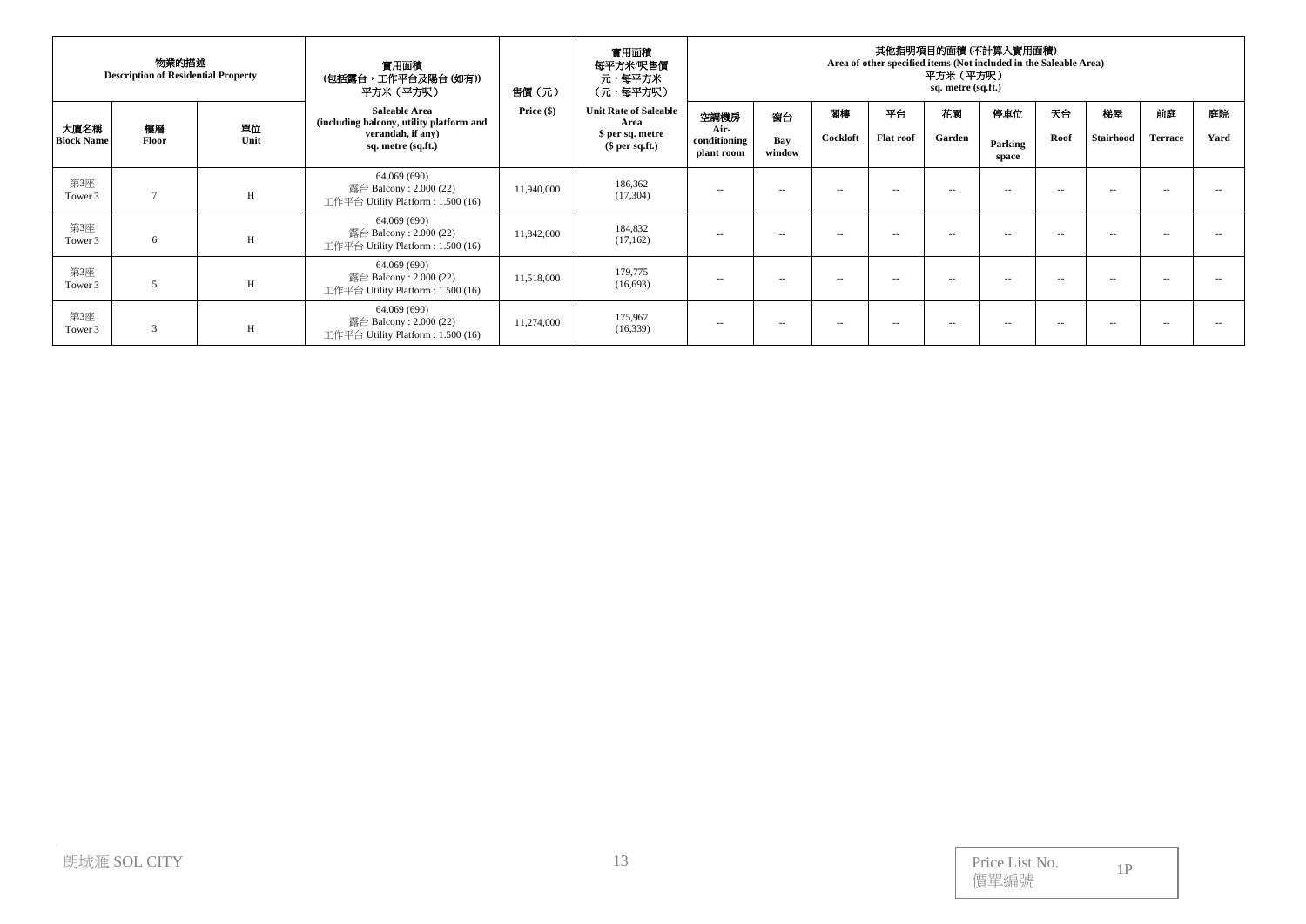| 物業的描述 Description of Residential Property | | | 實用面積 (包括露台，工作平台及陽台 (如有)) 平方米（平方呎） | 售價（元） | 實用面積 每平方米/呎售價 元，每平方米 (元，每平方呎) | 其他指明項目的面積 (不計算入實用面積) Area of other specified items (Not included in the Saleable Area) 平方米（平方呎） sq. metre (sq.ft.) | | | | | | | | | |
|---|---|---|---|---|---|---|---|---|---|---|---|---|---|---|---|
| 大廈名稱 Block Name | 樓層 Floor | 單位 Unit | Saleable Area (including balcony, utility platform and verandah, if any) sq. metre (sq.ft.) | Price ($) | Unit Rate of Saleable Area $ per sq. metre ($ per sq.ft.) | 空調機房 Air-conditioning plant room | 窗台 Bay window | 閣樓 Cockloft | 平台 Flat roof | 花園 Garden | 停車位 Parking space | 天台 Roof | 梯屋 Stairhood | 前庭 Terrace | 庭院 Yard |
| 第3座 Tower 3 | 7 | H | 64.069 (690) 露台 Balcony : 2.000 (22) 工作平台 Utility Platform : 1.500 (16) | 11,940,000 | 186,362 (17,304) | -- | -- | -- | -- | -- | -- | -- | -- | -- | -- |
| 第3座 Tower 3 | 6 | H | 64.069 (690) 露台 Balcony : 2.000 (22) 工作平台 Utility Platform : 1.500 (16) | 11,842,000 | 184,832 (17,162) | -- | -- | -- | -- | -- | -- | -- | -- | -- | -- |
| 第3座 Tower 3 | 5 | H | 64.069 (690) 露台 Balcony : 2.000 (22) 工作平台 Utility Platform : 1.500 (16) | 11,518,000 | 179,775 (16,693) | -- | -- | -- | -- | -- | -- | -- | -- | -- | -- |
| 第3座 Tower 3 | 3 | H | 64.069 (690) 露台 Balcony : 2.000 (22) 工作平台 Utility Platform : 1.500 (16) | 11,274,000 | 175,967 (16,339) | -- | -- | -- | -- | -- | -- | -- | -- | -- | -- |

朗城滙 SOL CITY

Price List No. 價單編號 1P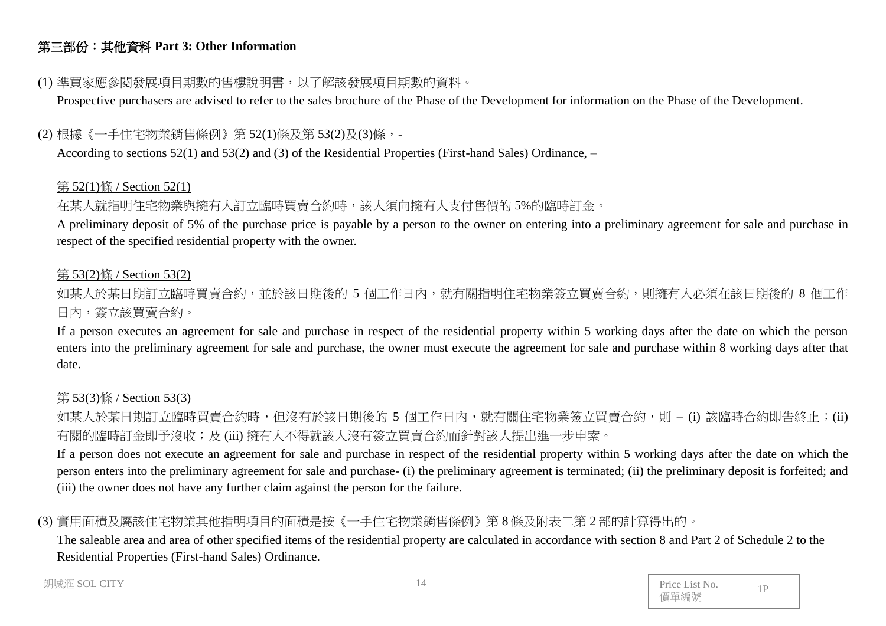## 第三部份：其他資料 Part 3: Other Information

(1) 準買家應參閱發展項目期數的售樓說明書，以了解該發展項目期數的資料。

Prospective purchasers are advised to refer to the sales brochure of the Phase of the Development for information on the Phase of the Development.

(2) 根據《一手住宅物業銷售條例》第 52(1)條及第 53(2)及(3)條，-

According to sections 52(1) and 53(2) and (3) of the Residential Properties (First-hand Sales) Ordinance, –

<u>第 52(1)條 / Section 52(1)</u>

在某人就指明住宅物業與擁有人訂立臨時買賣合約時，該人須向擁有人支付售價的 5%的臨時訂金。

A preliminary deposit of 5% of the purchase price is payable by a person to the owner on entering into a preliminary agreement for sale and purchase in respect of the specified residential property with the owner.

<u>第 53(2)條 / Section 53(2)</u>

如某人於某日期訂立臨時買賣合約，並於該日期後的 5 個工作日內，就有關指明住宅物業簽立買賣合約，則擁有人必須在該日期後的 8 個工作日內，簽立該買賣合約。

If a person executes an agreement for sale and purchase in respect of the residential property within 5 working days after the date on which the person enters into the preliminary agreement for sale and purchase, the owner must execute the agreement for sale and purchase within 8 working days after that date.

<u>第 53(3)條 / Section 53(3)</u>

如某人於某日期訂立臨時買賣合約時，但沒有於該日期後的 5 個工作日內，就有關住宅物業簽立買賣合約，則 – (i) 該臨時合約即告終止；(ii) 有關的臨時訂金即予沒收；及 (iii) 擁有人不得就該人沒有簽立買賣合約而針對該人提出進一步申索。

If a person does not execute an agreement for sale and purchase in respect of the residential property within 5 working days after the date on which the person enters into the preliminary agreement for sale and purchase- (i) the preliminary agreement is terminated; (ii) the preliminary deposit is forfeited; and (iii) the owner does not have any further claim against the person for the failure.

(3) 實用面積及屬該住宅物業其他指明項目的面積是按《一手住宅物業銷售條例》第 8 條及附表二第 2 部的計算得出的。

The saleable area and area of other specified items of the residential property are calculated in accordance with section 8 and Part 2 of Schedule 2 to the Residential Properties (First-hand Sales) Ordinance.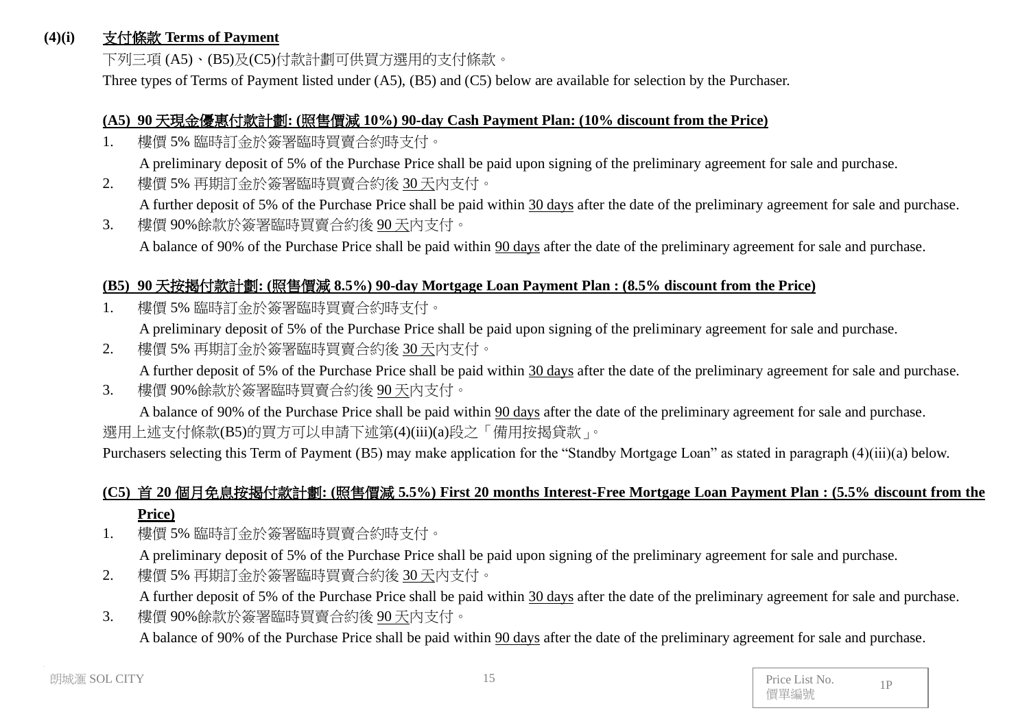**(4)(i)** **<u>支付條款 Terms of Payment</u>**

下列三項 (A5)、(B5)及(C5)付款計劃可供買方選用的支付條款。

Three types of Terms of Payment listed under (A5), (B5) and (C5) below are available for selection by the Purchaser.

**<u>(A5) 90 天現金優惠付款計劃: (照售價減 10%) 90-day Cash Payment Plan: (10% discount from the Price)</u>**

1. 樓價 5% 臨時訂金於簽署臨時買賣合約時支付。
   A preliminary deposit of 5% of the Purchase Price shall be paid upon signing of the preliminary agreement for sale and purchase.
2. 樓價 5% 再期訂金於簽署臨時買賣合約後 <u>30 天</u>內支付。
   A further deposit of 5% of the Purchase Price shall be paid within <u>30 days</u> after the date of the preliminary agreement for sale and purchase.
3. 樓價 90%餘款於簽署臨時買賣合約後 <u>90 天</u>內支付。
   A balance of 90% of the Purchase Price shall be paid within <u>90 days</u> after the date of the preliminary agreement for sale and purchase.

**<u>(B5) 90 天按揭付款計劃: (照售價減 8.5%) 90-day Mortgage Loan Payment Plan : (8.5% discount from the Price)</u>**

1. 樓價 5% 臨時訂金於簽署臨時買賣合約時支付。
   A preliminary deposit of 5% of the Purchase Price shall be paid upon signing of the preliminary agreement for sale and purchase.
2. 樓價 5% 再期訂金於簽署臨時買賣合約後 <u>30 天</u>內支付。
   A further deposit of 5% of the Purchase Price shall be paid within <u>30 days</u> after the date of the preliminary agreement for sale and purchase.
3. 樓價 90%餘款於簽署臨時買賣合約後 <u>90 天</u>內支付。
   A balance of 90% of the Purchase Price shall be paid within <u>90 days</u> after the date of the preliminary agreement for sale and purchase.

選用上述支付條款(B5)的買方可以申請下述第(4)(iii)(a)段之「備用按揭貸款」。

Purchasers selecting this Term of Payment (B5) may make application for the “Standby Mortgage Loan” as stated in paragraph (4)(iii)(a) below.

**<u>(C5) 首 20 個月免息按揭付款計劃: (照售價減 5.5%) First 20 months Interest-Free Mortgage Loan Payment Plan : (5.5% discount from the Price)</u>**

1. 樓價 5% 臨時訂金於簽署臨時買賣合約時支付。
   A preliminary deposit of 5% of the Purchase Price shall be paid upon signing of the preliminary agreement for sale and purchase.
2. 樓價 5% 再期訂金於簽署臨時買賣合約後 <u>30 天</u>內支付。
   A further deposit of 5% of the Purchase Price shall be paid within <u>30 days</u> after the date of the preliminary agreement for sale and purchase.
3. 樓價 90%餘款於簽署臨時買賣合約後 <u>90 天</u>內支付。
   A balance of 90% of the Purchase Price shall be paid within <u>90 days</u> after the date of the preliminary agreement for sale and purchase.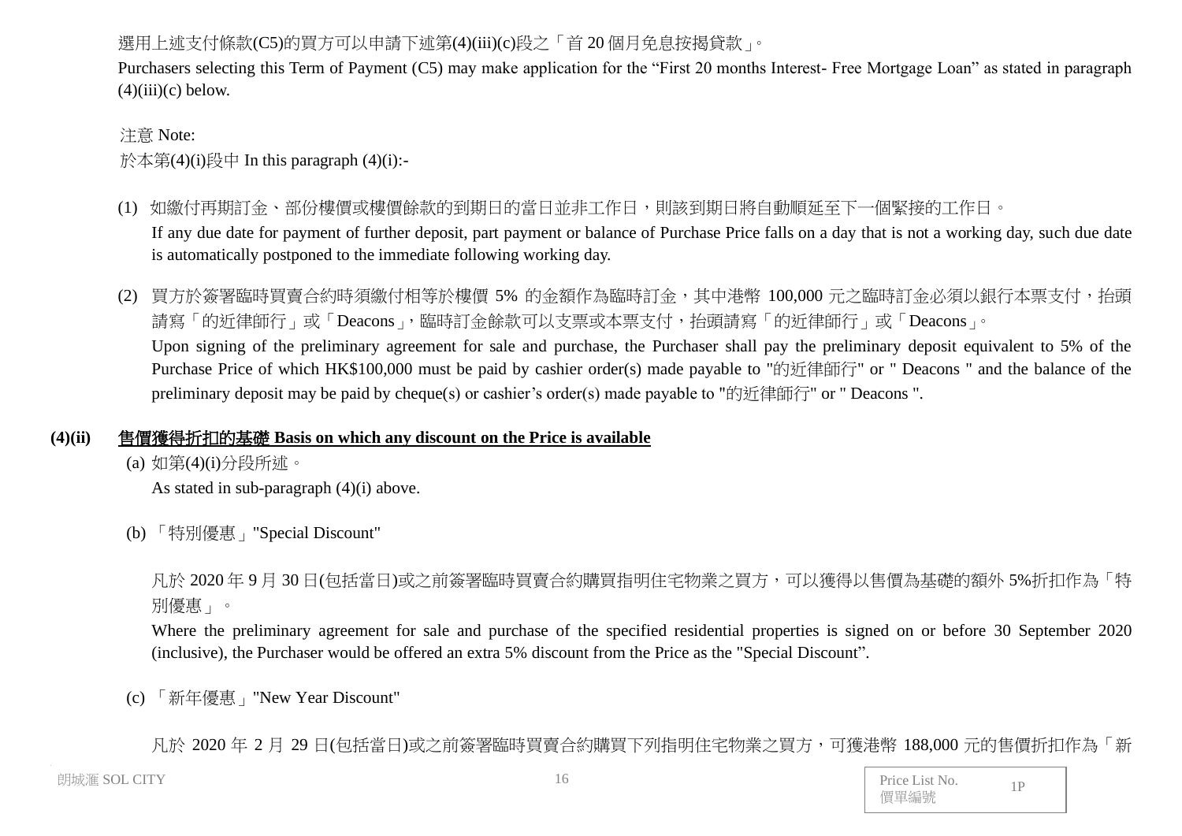選用上述支付條款(C5)的買方可以申請下述第(4)(iii)(c)段之「首 20 個月免息按揭貸款」。

Purchasers selecting this Term of Payment (C5) may make application for the “First 20 months Interest- Free Mortgage Loan” as stated in paragraph (4)(iii)(c) below.

注意 Note:

於本第(4)(i)段中 In this paragraph (4)(i):-

(1) 如繳付再期訂金、部份樓價或樓價餘款的到期日的當日並非工作日，則該到期日將自動順延至下一個緊接的工作日。

If any due date for payment of further deposit, part payment or balance of Purchase Price falls on a day that is not a working day, such due date is automatically postponed to the immediate following working day.

(2) 買方於簽署臨時買賣合約時須繳付相等於樓價 5% 的金額作為臨時訂金，其中港幣 100,000 元之臨時訂金必須以銀行本票支付，抬頭請寫「的近律師行」或「Deacons」，臨時訂金餘款可以支票或本票支付，抬頭請寫「的近律師行」或「Deacons」。

Upon signing of the preliminary agreement for sale and purchase, the Purchaser shall pay the preliminary deposit equivalent to 5% of the Purchase Price of which HK$100,000 must be paid by cashier order(s) made payable to "的近律師行" or " Deacons " and the balance of the preliminary deposit may be paid by cheque(s) or cashier’s order(s) made payable to "的近律師行" or " Deacons ".

**(4)(ii) 售價獲得折扣的基礎 Basis on which any discount on the Price is available**

(a) 如第(4)(i)分段所述。

As stated in sub-paragraph (4)(i) above.

(b) 「特別優惠」"Special Discount"

凡於 2020 年 9 月 30 日(包括當日)或之前簽署臨時買賣合約購買指明住宅物業之買方，可以獲得以售價為基礎的額外 5%折扣作為「特別優惠」。

Where the preliminary agreement for sale and purchase of the specified residential properties is signed on or before 30 September 2020 (inclusive), the Purchaser would be offered an extra 5% discount from the Price as the "Special Discount”.

(c) 「新年優惠」"New Year Discount"

凡於 2020 年 2 月 29 日(包括當日)或之前簽署臨時買賣合約購買下列指明住宅物業之買方，可獲港幣 188,000 元的售價折扣作為「新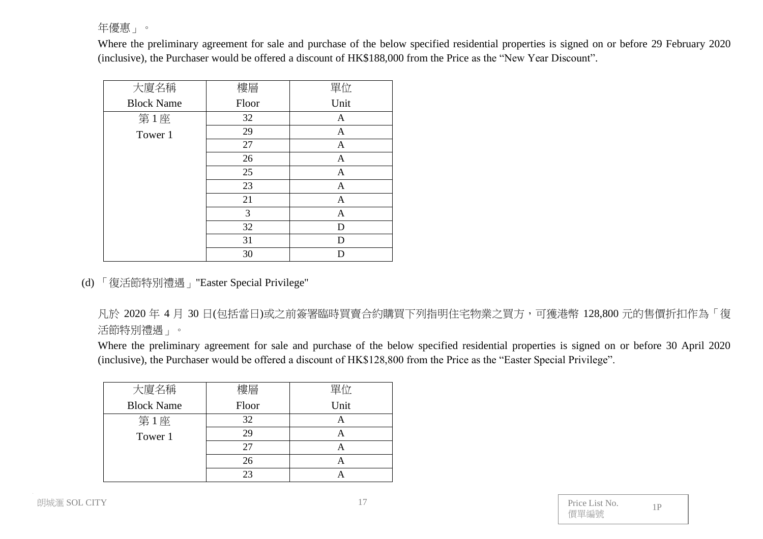年優惠」。

Where the preliminary agreement for sale and purchase of the below specified residential properties is signed on or before 29 February 2020 (inclusive), the Purchaser would be offered a discount of HK$188,000 from the Price as the "New Year Discount".

| 大廈名稱 Block Name | 樓層 Floor | 單位 Unit |
|---|---|---|
| 第 1 座 Tower 1 | 32 | A |
| | 29 | A |
| | 27 | A |
| | 26 | A |
| | 25 | A |
| | 23 | A |
| | 21 | A |
| | 3 | A |
| | 32 | D |
| | 31 | D |
| | 30 | D |

(d) 「復活節特別禮遇」"Easter Special Privilege"

凡於 2020 年 4 月 30 日(包括當日)或之前簽署臨時買賣合約購買下列指明住宅物業之買方，可獲港幣 128,800 元的售價折扣作為「復活節特別禮遇」。

Where the preliminary agreement for sale and purchase of the below specified residential properties is signed on or before 30 April 2020 (inclusive), the Purchaser would be offered a discount of HK$128,800 from the Price as the "Easter Special Privilege".

| 大廈名稱 Block Name | 樓層 Floor | 單位 Unit |
|---|---|---|
| 第 1 座 Tower 1 | 32 | A |
| | 29 | A |
| | 27 | A |
| | 26 | A |
| | 23 | A |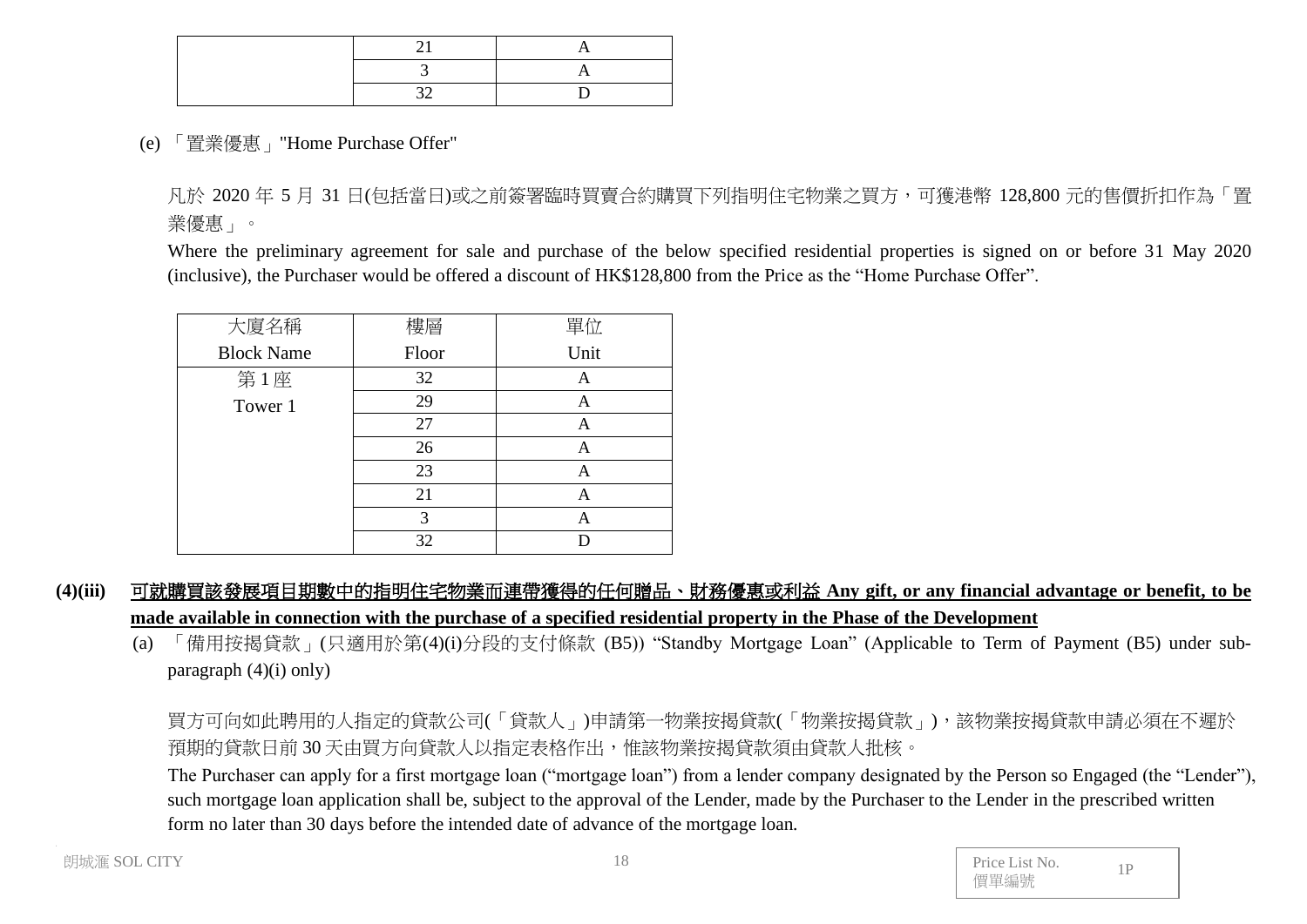| | | |
|---|---|---|
| | 21 | A |
| | 3 | A |
| | 32 | D |

(e) 「置業優惠」"Home Purchase Offer"

凡於 2020 年 5 月 31 日(包括當日)或之前簽署臨時買賣合約購買下列指明住宅物業之買方，可獲港幣 128,800 元的售價折扣作為「置業優惠」。

Where the preliminary agreement for sale and purchase of the below specified residential properties is signed on or before 31 May 2020 (inclusive), the Purchaser would be offered a discount of HK$128,800 from the Price as the "Home Purchase Offer".

| 大廈名稱<br>Block Name | 樓層<br>Floor | 單位<br>Unit |
|---|---|---|
| 第 1 座<br>Tower 1 | 32 | A |
| | 29 | A |
| | 27 | A |
| | 26 | A |
| | 23 | A |
| | 21 | A |
| | 3 | A |
| | 32 | D |

**(4)(iii) 可就購買該發展項目期數中的指明住宅物業而連帶獲得的任何贈品、財務優惠或利益 Any gift, or any financial advantage or benefit, to be made available in connection with the purchase of a specified residential property in the Phase of the Development**

(a) 「備用按揭貸款」(只適用於第(4)(i)分段的支付條款 (B5)) "Standby Mortgage Loan" (Applicable to Term of Payment (B5) under sub-paragraph (4)(i) only)

買方可向如此聘用的人指定的貸款公司(「貸款人」)申請第一物業按揭貸款(「物業按揭貸款」)，該物業按揭貸款申請必須在不遲於預期的貸款日前 30 天由買方向貸款人以指定表格作出，惟該物業按揭貸款須由貸款人批核。

The Purchaser can apply for a first mortgage loan ("mortgage loan") from a lender company designated by the Person so Engaged (the "Lender"), such mortgage loan application shall be, subject to the approval of the Lender, made by the Purchaser to the Lender in the prescribed written form no later than 30 days before the intended date of advance of the mortgage loan.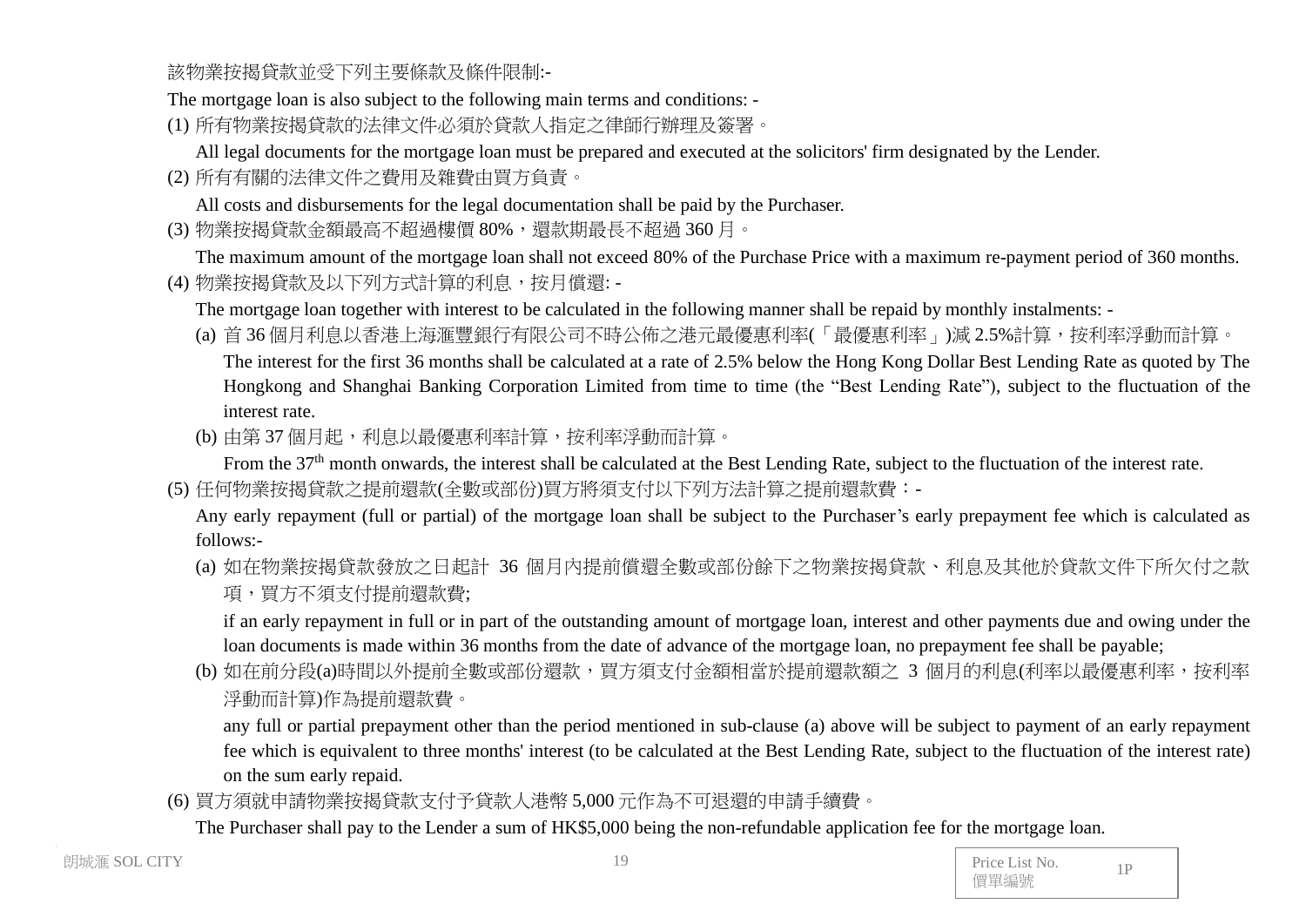該物業按揭貸款並受下列主要條款及條件限制:-

The mortgage loan is also subject to the following main terms and conditions: -

(1) 所有物業按揭貸款的法律文件必須於貸款人指定之律師行辦理及簽署。

All legal documents for the mortgage loan must be prepared and executed at the solicitors' firm designated by the Lender.

(2) 所有有關的法律文件之費用及雜費由買方負責。

All costs and disbursements for the legal documentation shall be paid by the Purchaser.

(3) 物業按揭貸款金額最高不超過樓價 80%，還款期最長不超過 360 月。

The maximum amount of the mortgage loan shall not exceed 80% of the Purchase Price with a maximum re-payment period of 360 months.

(4) 物業按揭貸款及以下列方式計算的利息，按月償還: -

The mortgage loan together with interest to be calculated in the following manner shall be repaid by monthly instalments: -

(a) 首 36 個月利息以香港上海滙豐銀行有限公司不時公佈之港元最優惠利率(「最優惠利率」)減 2.5%計算，按利率浮動而計算。

The interest for the first 36 months shall be calculated at a rate of 2.5% below the Hong Kong Dollar Best Lending Rate as quoted by The Hongkong and Shanghai Banking Corporation Limited from time to time (the "Best Lending Rate"), subject to the fluctuation of the interest rate.

(b) 由第 37 個月起，利息以最優惠利率計算，按利率浮動而計算。

From the 37th month onwards, the interest shall be calculated at the Best Lending Rate, subject to the fluctuation of the interest rate.

(5) 任何物業按揭貸款之提前還款(全數或部份)買方將須支付以下列方法計算之提前還款費：-

Any early repayment (full or partial) of the mortgage loan shall be subject to the Purchaser's early prepayment fee which is calculated as follows:-

(a) 如在物業按揭貸款發放之日起計 36 個月內提前償還全數或部份餘下之物業按揭貸款、利息及其他於貸款文件下所欠付之款項，買方不須支付提前還款費;

if an early repayment in full or in part of the outstanding amount of mortgage loan, interest and other payments due and owing under the loan documents is made within 36 months from the date of advance of the mortgage loan, no prepayment fee shall be payable;

(b) 如在前分段(a)時間以外提前全數或部份還款，買方須支付金額相當於提前還款額之 3 個月的利息(利率以最優惠利率，按利率浮動而計算)作為提前還款費。

any full or partial prepayment other than the period mentioned in sub-clause (a) above will be subject to payment of an early repayment fee which is equivalent to three months' interest (to be calculated at the Best Lending Rate, subject to the fluctuation of the interest rate) on the sum early repaid.

(6) 買方須就申請物業按揭貸款支付予貸款人港幣 5,000 元作為不可退還的申請手續費。

The Purchaser shall pay to the Lender a sum of HK$5,000 being the non-refundable application fee for the mortgage loan.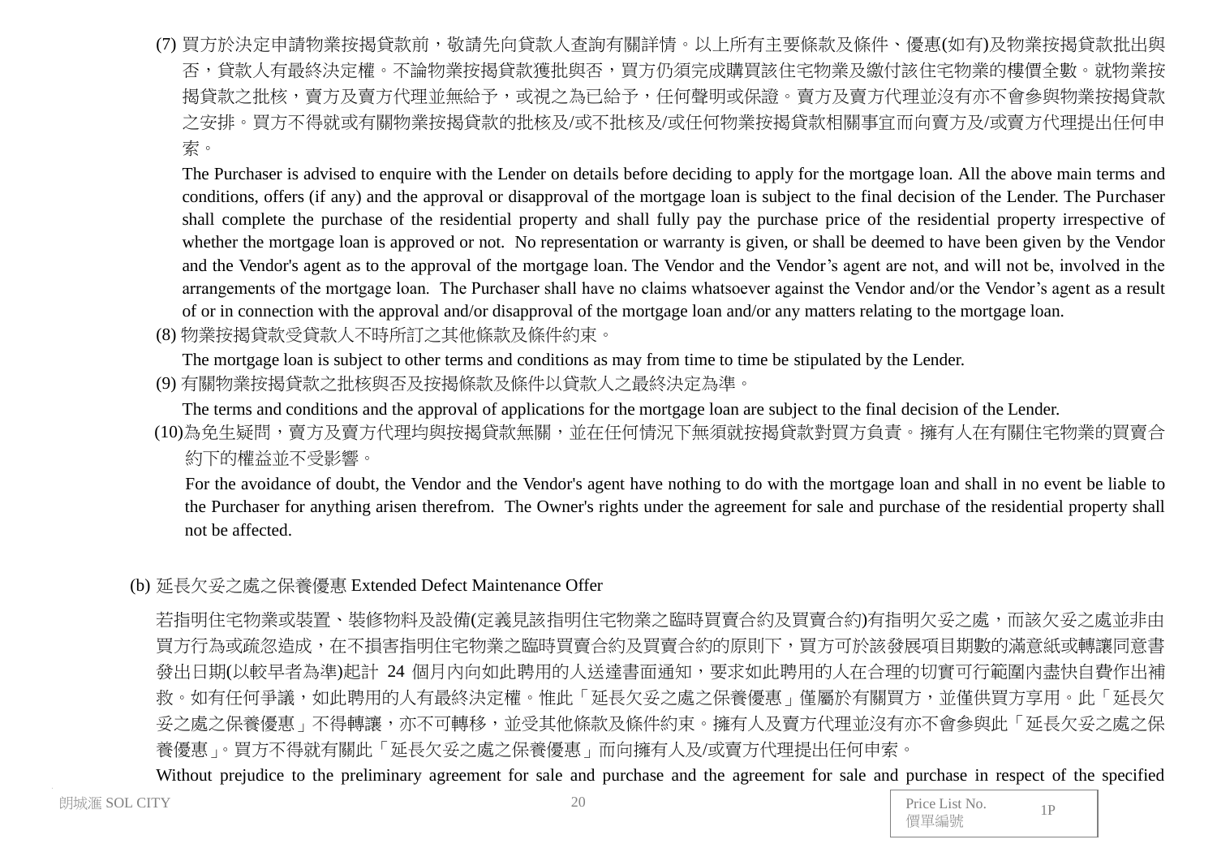(7) 買方於決定申請物業按揭貸款前，敬請先向貸款人查詢有關詳情。以上所有主要條款及條件、優惠(如有)及物業按揭貸款批出與否，貸款人有最終決定權。不論物業按揭貸款獲批與否，買方仍須完成購買該住宅物業及繳付該住宅物業的樓價全數。就物業按揭貸款之批核，賣方及賣方代理並無給予，或視之為已給予，任何聲明或保證。賣方及賣方代理並沒有亦不會參與物業按揭貸款之安排。買方不得就或有關物業按揭貸款的批核及/或不批核及/或任何物業按揭貸款相關事宜而向賣方及/或賣方代理提出任何申索。

The Purchaser is advised to enquire with the Lender on details before deciding to apply for the mortgage loan. All the above main terms and conditions, offers (if any) and the approval or disapproval of the mortgage loan is subject to the final decision of the Lender. The Purchaser shall complete the purchase of the residential property and shall fully pay the purchase price of the residential property irrespective of whether the mortgage loan is approved or not. No representation or warranty is given, or shall be deemed to have been given by the Vendor and the Vendor's agent as to the approval of the mortgage loan. The Vendor and the Vendor's agent are not, and will not be, involved in the arrangements of the mortgage loan. The Purchaser shall have no claims whatsoever against the Vendor and/or the Vendor's agent as a result of or in connection with the approval and/or disapproval of the mortgage loan and/or any matters relating to the mortgage loan.

(8) 物業按揭貸款受貸款人不時所訂之其他條款及條件約束。

The mortgage loan is subject to other terms and conditions as may from time to time be stipulated by the Lender.

(9) 有關物業按揭貸款之批核與否及按揭條款及條件以貸款人之最終決定為準。

The terms and conditions and the approval of applications for the mortgage loan are subject to the final decision of the Lender.

(10)為免生疑問，賣方及賣方代理均與按揭貸款無關，並在任何情況下無須就按揭貸款對買方負責。擁有人在有關住宅物業的買賣合約下的權益並不受影響。

For the avoidance of doubt, the Vendor and the Vendor's agent have nothing to do with the mortgage loan and shall in no event be liable to the Purchaser for anything arisen therefrom. The Owner's rights under the agreement for sale and purchase of the residential property shall not be affected.

(b) 延長欠妥之處之保養優惠 Extended Defect Maintenance Offer

若指明住宅物業或裝置、裝修物料及設備(定義見該指明住宅物業之臨時買賣合約及買賣合約)有指明欠妥之處，而該欠妥之處並非由買方行為或疏忽造成，在不損害指明住宅物業之臨時買賣合約及買賣合約的原則下，買方可於該發展項目期數的滿意紙或轉讓同意書發出日期(以較早者為準)起計 24 個月內向如此聘用的人送達書面通知，要求如此聘用的人在合理的切實可行範圍內盡快自費作出補救。如有任何爭議，如此聘用的人有最終決定權。惟此「延長欠妥之處之保養優惠」僅屬於有關買方，並僅供買方享用。此「延長欠妥之處之保養優惠」不得轉讓，亦不可轉移，並受其他條款及條件約束。擁有人及賣方代理並沒有亦不會參與此「延長欠妥之處之保養優惠」。買方不得就有關此「延長欠妥之處之保養優惠」而向擁有人及/或賣方代理提出任何申索。

Without prejudice to the preliminary agreement for sale and purchase and the agreement for sale and purchase in respect of the specified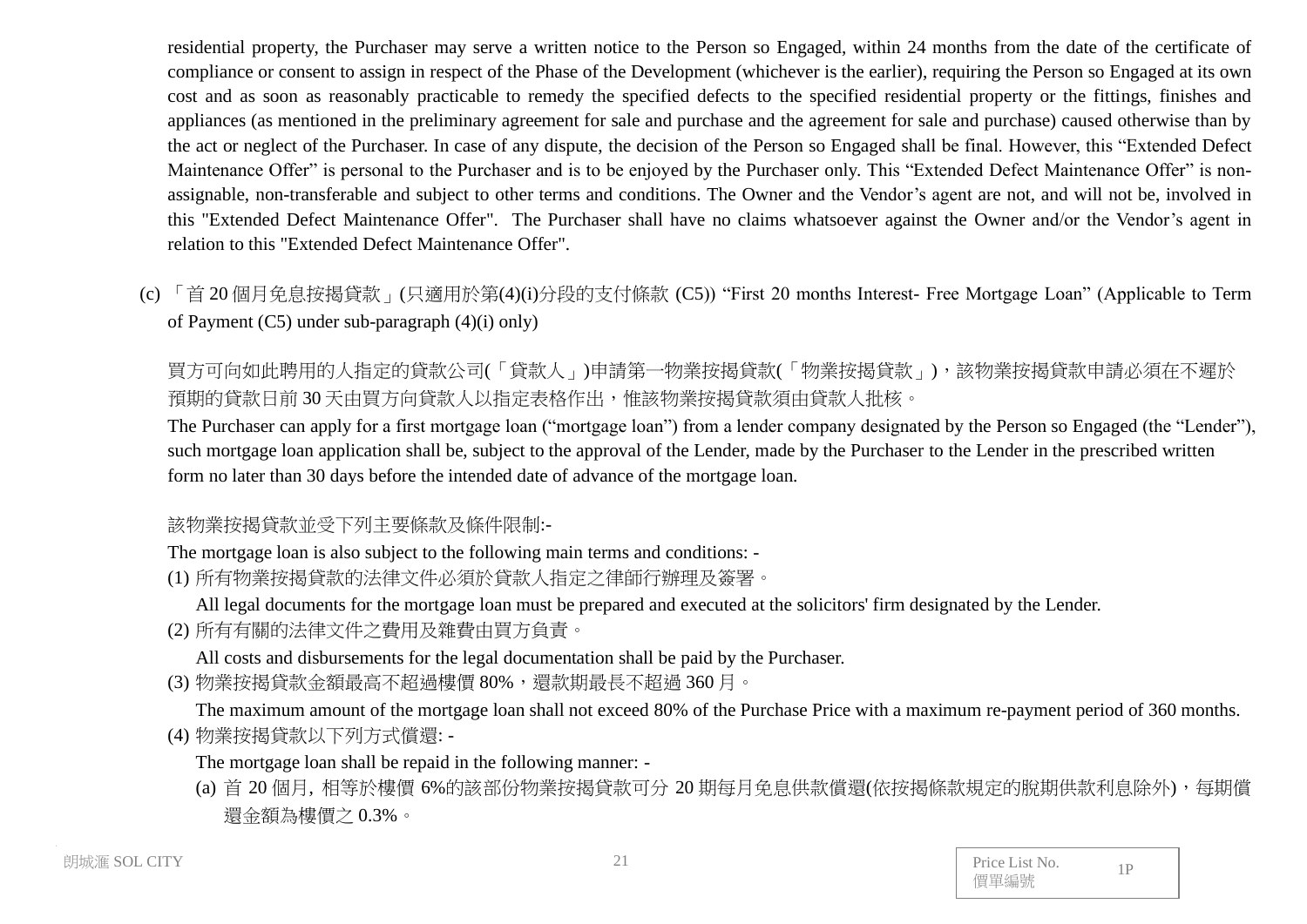residential property, the Purchaser may serve a written notice to the Person so Engaged, within 24 months from the date of the certificate of compliance or consent to assign in respect of the Phase of the Development (whichever is the earlier), requiring the Person so Engaged at its own cost and as soon as reasonably practicable to remedy the specified defects to the specified residential property or the fittings, finishes and appliances (as mentioned in the preliminary agreement for sale and purchase and the agreement for sale and purchase) caused otherwise than by the act or neglect of the Purchaser. In case of any dispute, the decision of the Person so Engaged shall be final. However, this "Extended Defect Maintenance Offer" is personal to the Purchaser and is to be enjoyed by the Purchaser only. This "Extended Defect Maintenance Offer" is non-assignable, non-transferable and subject to other terms and conditions. The Owner and the Vendor's agent are not, and will not be, involved in this "Extended Defect Maintenance Offer". The Purchaser shall have no claims whatsoever against the Owner and/or the Vendor's agent in relation to this "Extended Defect Maintenance Offer".

(c) 「首 20 個月免息按揭貸款」(只適用於第(4)(i)分段的支付條款 (C5)) "First 20 months Interest- Free Mortgage Loan" (Applicable to Term of Payment (C5) under sub-paragraph (4)(i) only)

買方可向如此聘用的人指定的貸款公司(「貸款人」)申請第一物業按揭貸款(「物業按揭貸款」)，該物業按揭貸款申請必須在不遲於預期的貸款日前 30 天由買方向貸款人以指定表格作出，惟該物業按揭貸款須由貸款人批核。

The Purchaser can apply for a first mortgage loan ("mortgage loan") from a lender company designated by the Person so Engaged (the "Lender"), such mortgage loan application shall be, subject to the approval of the Lender, made by the Purchaser to the Lender in the prescribed written form no later than 30 days before the intended date of advance of the mortgage loan.

該物業按揭貸款並受下列主要條款及條件限制:-

The mortgage loan is also subject to the following main terms and conditions: -

(1) 所有物業按揭貸款的法律文件必須於貸款人指定之律師行辦理及簽署。
All legal documents for the mortgage loan must be prepared and executed at the solicitors' firm designated by the Lender.

(2) 所有有關的法律文件之費用及雜費由買方負責。
All costs and disbursements for the legal documentation shall be paid by the Purchaser.

(3) 物業按揭貸款金額最高不超過樓價 80%，還款期最長不超過 360 月。
The maximum amount of the mortgage loan shall not exceed 80% of the Purchase Price with a maximum re-payment period of 360 months.

(4) 物業按揭貸款以下列方式償還: -
The mortgage loan shall be repaid in the following manner: -

(a) 首 20 個月, 相等於樓價 6%的該部份物業按揭貸款可分 20 期每月免息供款償還(依按揭條款規定的脫期供款利息除外)，每期償還金額為樓價之 0.3%。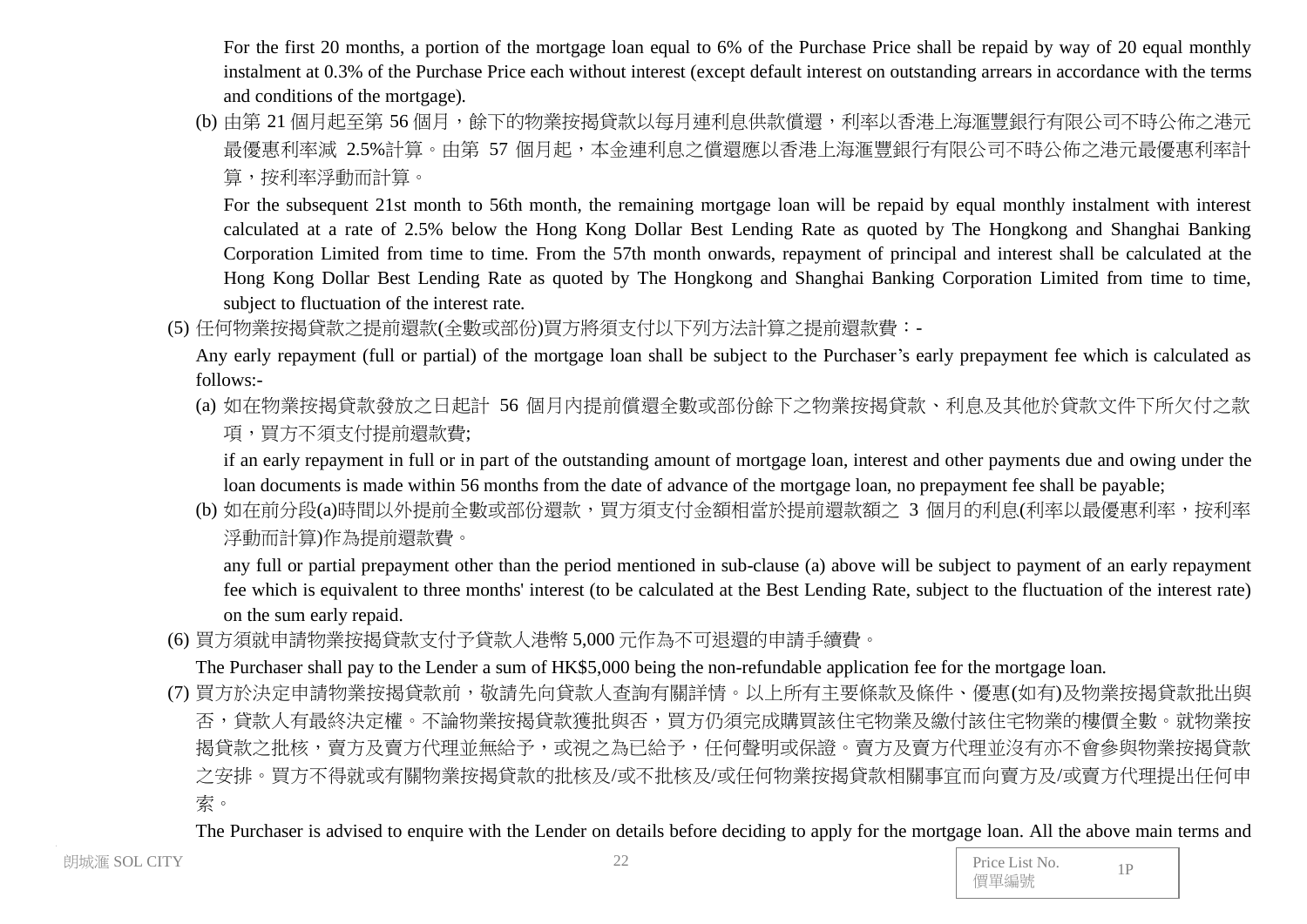For the first 20 months, a portion of the mortgage loan equal to 6% of the Purchase Price shall be repaid by way of 20 equal monthly instalment at 0.3% of the Purchase Price each without interest (except default interest on outstanding arrears in accordance with the terms and conditions of the mortgage).

(b) 由第 21 個月起至第 56 個月，餘下的物業按揭貸款以每月連利息供款償還，利率以香港上海滙豐銀行有限公司不時公佈之港元最優惠利率減 2.5%計算。由第 57 個月起，本金連利息之償還應以香港上海滙豐銀行有限公司不時公佈之港元最優惠利率計算，按利率浮動而計算。

For the subsequent 21st month to 56th month, the remaining mortgage loan will be repaid by equal monthly instalment with interest calculated at a rate of 2.5% below the Hong Kong Dollar Best Lending Rate as quoted by The Hongkong and Shanghai Banking Corporation Limited from time to time. From the 57th month onwards, repayment of principal and interest shall be calculated at the Hong Kong Dollar Best Lending Rate as quoted by The Hongkong and Shanghai Banking Corporation Limited from time to time, subject to fluctuation of the interest rate.

(5) 任何物業按揭貸款之提前還款(全數或部份)買方將須支付以下列方法計算之提前還款費：-

Any early repayment (full or partial) of the mortgage loan shall be subject to the Purchaser's early prepayment fee which is calculated as follows:-

(a) 如在物業按揭貸款發放之日起計 56 個月內提前償還全數或部份餘下之物業按揭貸款、利息及其他於貸款文件下所欠付之款項，買方不須支付提前還款費;

if an early repayment in full or in part of the outstanding amount of mortgage loan, interest and other payments due and owing under the loan documents is made within 56 months from the date of advance of the mortgage loan, no prepayment fee shall be payable;

(b) 如在前分段(a)時間以外提前全數或部份還款，買方須支付金額相當於提前還款額之 3 個月的利息(利率以最優惠利率，按利率浮動而計算)作為提前還款費。

any full or partial prepayment other than the period mentioned in sub-clause (a) above will be subject to payment of an early repayment fee which is equivalent to three months' interest (to be calculated at the Best Lending Rate, subject to the fluctuation of the interest rate) on the sum early repaid.

(6) 買方須就申請物業按揭貸款支付予貸款人港幣 5,000 元作為不可退還的申請手續費。

The Purchaser shall pay to the Lender a sum of HK$5,000 being the non-refundable application fee for the mortgage loan.

(7) 買方於決定申請物業按揭貸款前，敬請先向貸款人查詢有關詳情。以上所有主要條款及條件、優惠(如有)及物業按揭貸款批出與否，貸款人有最終決定權。不論物業按揭貸款獲批與否，買方仍須完成購買該住宅物業及繳付該住宅物業的樓價全數。就物業按揭貸款之批核，賣方及賣方代理並無給予，或視之為已給予，任何聲明或保證。賣方及賣方代理並沒有亦不會參與物業按揭貸款之安排。買方不得就或有關物業按揭貸款的批核及/或不批核及/或任何物業按揭貸款相關事宜而向賣方及/或賣方代理提出任何申索。

The Purchaser is advised to enquire with the Lender on details before deciding to apply for the mortgage loan. All the above main terms and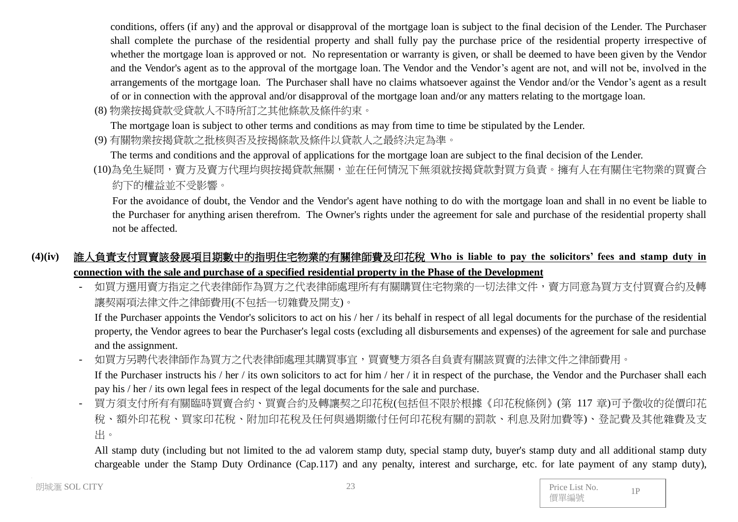conditions, offers (if any) and the approval or disapproval of the mortgage loan is subject to the final decision of the Lender. The Purchaser shall complete the purchase of the residential property and shall fully pay the purchase price of the residential property irrespective of whether the mortgage loan is approved or not. No representation or warranty is given, or shall be deemed to have been given by the Vendor and the Vendor's agent as to the approval of the mortgage loan. The Vendor and the Vendor's agent are not, and will not be, involved in the arrangements of the mortgage loan. The Purchaser shall have no claims whatsoever against the Vendor and/or the Vendor's agent as a result of or in connection with the approval and/or disapproval of the mortgage loan and/or any matters relating to the mortgage loan.

(8) 物業按揭貸款受貸款人不時所訂之其他條款及條件約束。

The mortgage loan is subject to other terms and conditions as may from time to time be stipulated by the Lender.

(9) 有關物業按揭貸款之批核與否及按揭條款及條件以貸款人之最終決定為準。

The terms and conditions and the approval of applications for the mortgage loan are subject to the final decision of the Lender.

(10)為免生疑問，賣方及賣方代理均與按揭貸款無關，並在任何情況下無須就按揭貸款對買方負責。擁有人在有關住宅物業的買賣合約下的權益並不受影響。

For the avoidance of doubt, the Vendor and the Vendor's agent have nothing to do with the mortgage loan and shall in no event be liable to the Purchaser for anything arisen therefrom. The Owner's rights under the agreement for sale and purchase of the residential property shall not be affected.

**(4)(iv) 誰人負責支付買賣該發展項目期數中的指明住宅物業的有關律師費及印花稅 Who is liable to pay the solicitors' fees and stamp duty in connection with the sale and purchase of a specified residential property in the Phase of the Development**

- 如買方選用賣方指定之代表律師作為買方之代表律師處理所有有關購買住宅物業的一切法律文件，賣方同意為買方支付買賣合約及轉讓契兩項法律文件之律師費用(不包括一切雜費及開支)。

  If the Purchaser appoints the Vendor's solicitors to act on his / her / its behalf in respect of all legal documents for the purchase of the residential property, the Vendor agrees to bear the Purchaser's legal costs (excluding all disbursements and expenses) of the agreement for sale and purchase and the assignment.

- 如買方另聘代表律師作為買方之代表律師處理其購買事宜，買賣雙方須各自負責有關該買賣的法律文件之律師費用。

  If the Purchaser instructs his / her / its own solicitors to act for him / her / it in respect of the purchase, the Vendor and the Purchaser shall each pay his / her / its own legal fees in respect of the legal documents for the sale and purchase.

- 買方須支付所有有關臨時買賣合約、買賣合約及轉讓契之印花稅(包括但不限於根據《印花稅條例》(第 117 章)可予徵收的從價印花稅、額外印花稅、買家印花稅、附加印花稅及任何與過期繳付任何印花稅有關的罰款、利息及附加費等)、登記費及其他雜費及支出。

  All stamp duty (including but not limited to the ad valorem stamp duty, special stamp duty, buyer's stamp duty and all additional stamp duty chargeable under the Stamp Duty Ordinance (Cap.117) and any penalty, interest and surcharge, etc. for late payment of any stamp duty),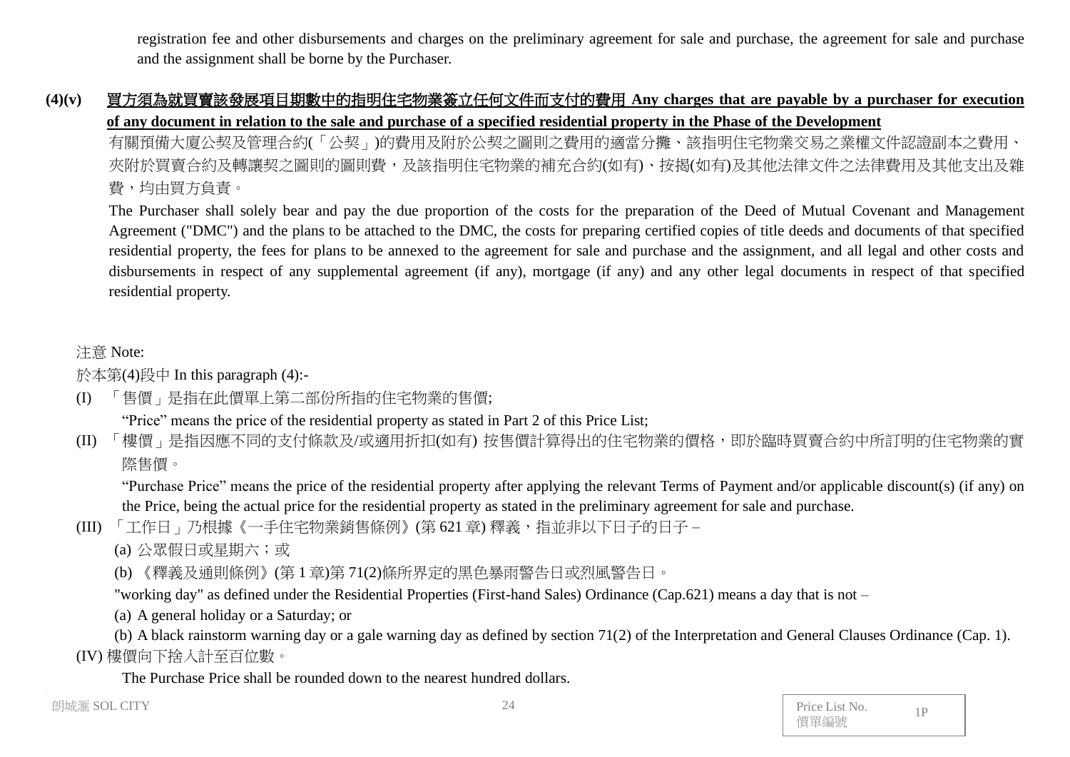registration fee and other disbursements and charges on the preliminary agreement for sale and purchase, the agreement for sale and purchase and the assignment shall be borne by the Purchaser.

**(4)(v) 買方須為就買賣該發展項目期數中的指明住宅物業簽立任何文件而支付的費用 Any charges that are payable by a purchaser for execution of any document in relation to the sale and purchase of a specified residential property in the Phase of the Development**

有關預備大廈公契及管理合約(「公契」)的費用及附於公契之圖則之費用的適當分攤、該指明住宅物業交易之業權文件認證副本之費用、夾附於買賣合約及轉讓契之圖則的圖則費，及該指明住宅物業的補充合約(如有)、按揭(如有)及其他法律文件之法律費用及其他支出及雜費，均由買方負責。

The Purchaser shall solely bear and pay the due proportion of the costs for the preparation of the Deed of Mutual Covenant and Management Agreement ("DMC") and the plans to be attached to the DMC, the costs for preparing certified copies of title deeds and documents of that specified residential property, the fees for plans to be annexed to the agreement for sale and purchase and the assignment, and all legal and other costs and disbursements in respect of any supplemental agreement (if any), mortgage (if any) and any other legal documents in respect of that specified residential property.

注意 Note:

於本第(4)段中 In this paragraph (4):-

(I) 「售價」是指在此價單上第二部份所指的住宅物業的售價;

"Price" means the price of the residential property as stated in Part 2 of this Price List;

(II) 「樓價」是指因應不同的支付條款及/或適用折扣(如有) 按售價計算得出的住宅物業的價格，即於臨時買賣合約中所訂明的住宅物業的實際售價。

"Purchase Price" means the price of the residential property after applying the relevant Terms of Payment and/or applicable discount(s) (if any) on the Price, being the actual price for the residential property as stated in the preliminary agreement for sale and purchase.

(III) 「工作日」乃根據《一手住宅物業銷售條例》(第 621 章) 釋義，指並非以下日子的日子 –

(a) 公眾假日或星期六；或

(b) 《釋義及通則條例》(第 1 章)第 71(2)條所界定的黑色暴雨警告日或烈風警告日。

"working day" as defined under the Residential Properties (First-hand Sales) Ordinance (Cap.621) means a day that is not –

(a) A general holiday or a Saturday; or

(b) A black rainstorm warning day or a gale warning day as defined by section 71(2) of the Interpretation and General Clauses Ordinance (Cap. 1).

(IV) 樓價向下捨入計至百位數。

The Purchase Price shall be rounded down to the nearest hundred dollars.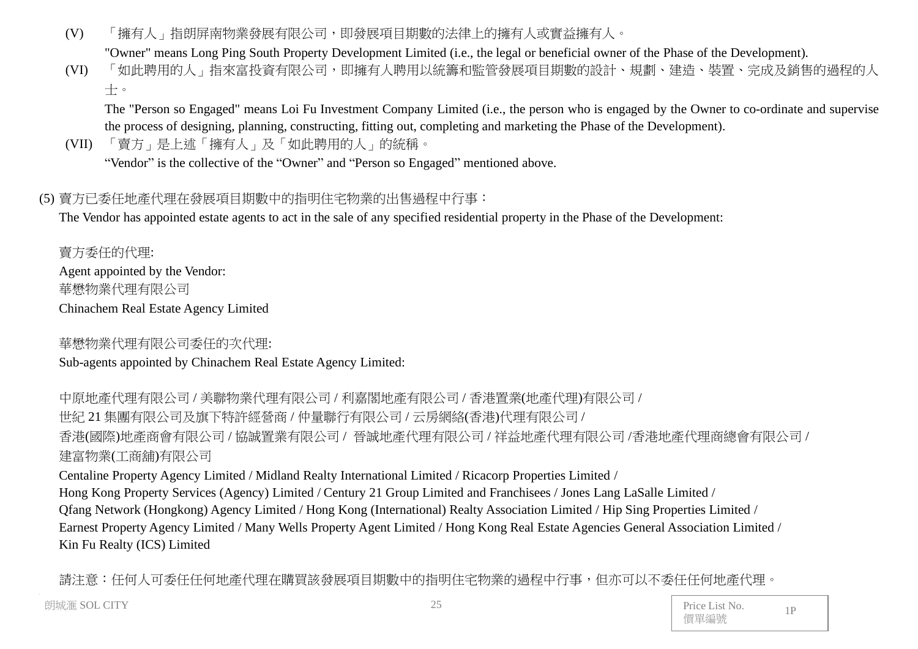(V) 「擁有人」指朗屏南物業發展有限公司，即發展項目期數的法律上的擁有人或實益擁有人。
"Owner" means Long Ping South Property Development Limited (i.e., the legal or beneficial owner of the Phase of the Development).

(VI) 「如此聘用的人」指來富投資有限公司，即擁有人聘用以統籌和監管發展項目期數的設計、規劃、建造、裝置、完成及銷售的過程的人士。
The "Person so Engaged" means Loi Fu Investment Company Limited (i.e., the person who is engaged by the Owner to co-ordinate and supervise the process of designing, planning, constructing, fitting out, completing and marketing the Phase of the Development).

(VII) 「賣方」是上述「擁有人」及「如此聘用的人」的統稱。
"Vendor" is the collective of the "Owner" and "Person so Engaged" mentioned above.

(5) 賣方已委任地產代理在發展項目期數中的指明住宅物業的出售過程中行事：
The Vendor has appointed estate agents to act in the sale of any specified residential property in the Phase of the Development:

賣方委任的代理:
Agent appointed by the Vendor:
華懋物業代理有限公司
Chinachem Real Estate Agency Limited

華懋物業代理有限公司委任的次代理:
Sub-agents appointed by Chinachem Real Estate Agency Limited:

中原地產代理有限公司 / 美聯物業代理有限公司 / 利嘉閣地產有限公司 / 香港置業(地產代理)有限公司 /
世紀 21 集團有限公司及旗下特許經營商 / 仲量聯行有限公司 / 云房網絡(香港)代理有限公司 /
香港(國際)地產商會有限公司 / 協誠置業有限公司 / 晉誠地產代理有限公司 / 祥益地產代理有限公司 /香港地產代理商總會有限公司 /
建富物業(工商舖)有限公司

Centaline Property Agency Limited / Midland Realty International Limited / Ricacorp Properties Limited /
Hong Kong Property Services (Agency) Limited / Century 21 Group Limited and Franchisees / Jones Lang LaSalle Limited /
Qfang Network (Hongkong) Agency Limited / Hong Kong (International) Realty Association Limited / Hip Sing Properties Limited /
Earnest Property Agency Limited / Many Wells Property Agent Limited / Hong Kong Real Estate Agencies General Association Limited /
Kin Fu Realty (ICS) Limited

請注意：任何人可委任任何地產代理在購買該發展項目期數中的指明住宅物業的過程中行事，但亦可以不委任任何地產代理。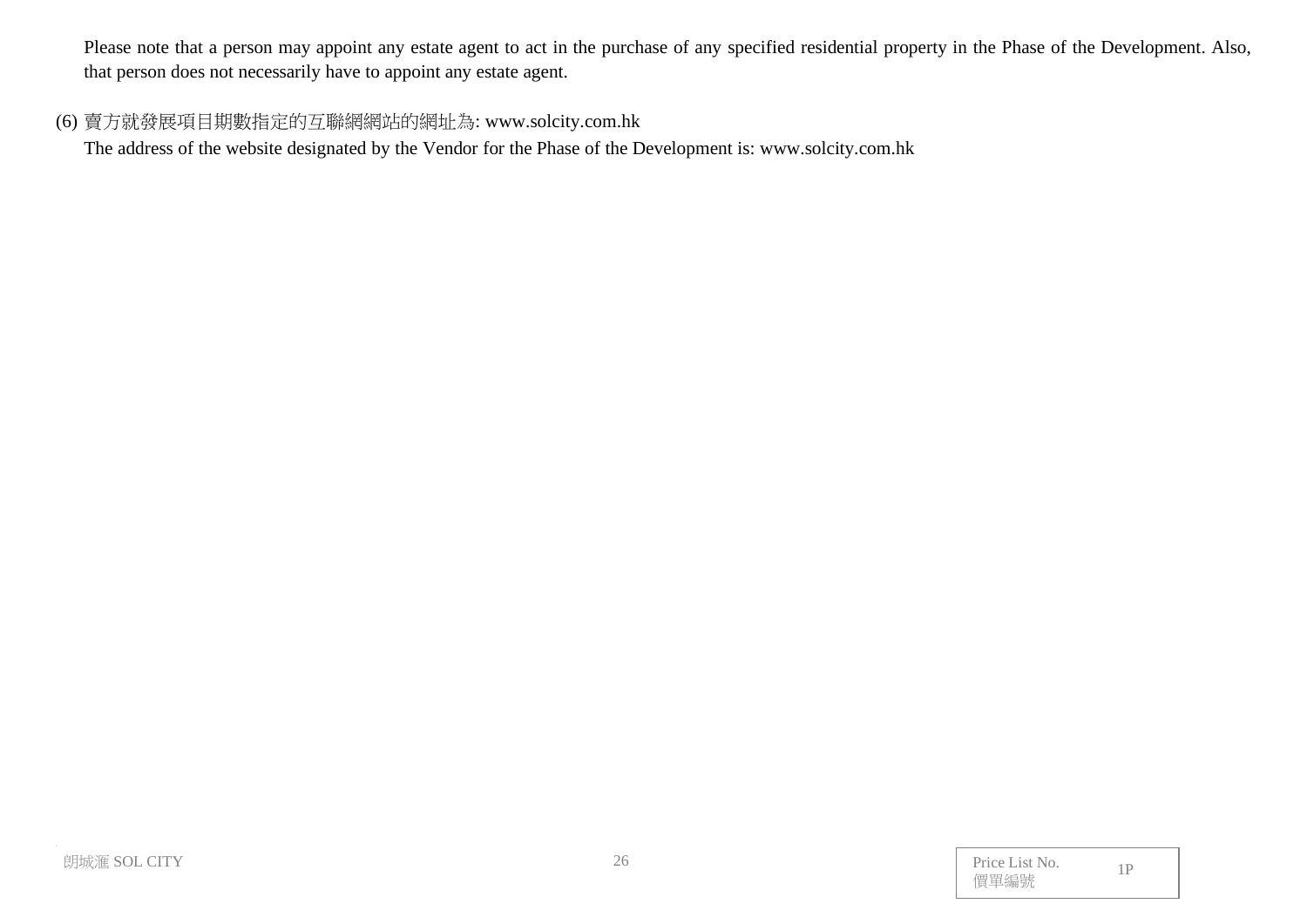Please note that a person may appoint any estate agent to act in the purchase of any specified residential property in the Phase of the Development. Also, that person does not necessarily have to appoint any estate agent.

(6) 賣方就發展項目期數指定的互聯網網站的網址為: www.solcity.com.hk
The address of the website designated by the Vendor for the Phase of the Development is: www.solcity.com.hk